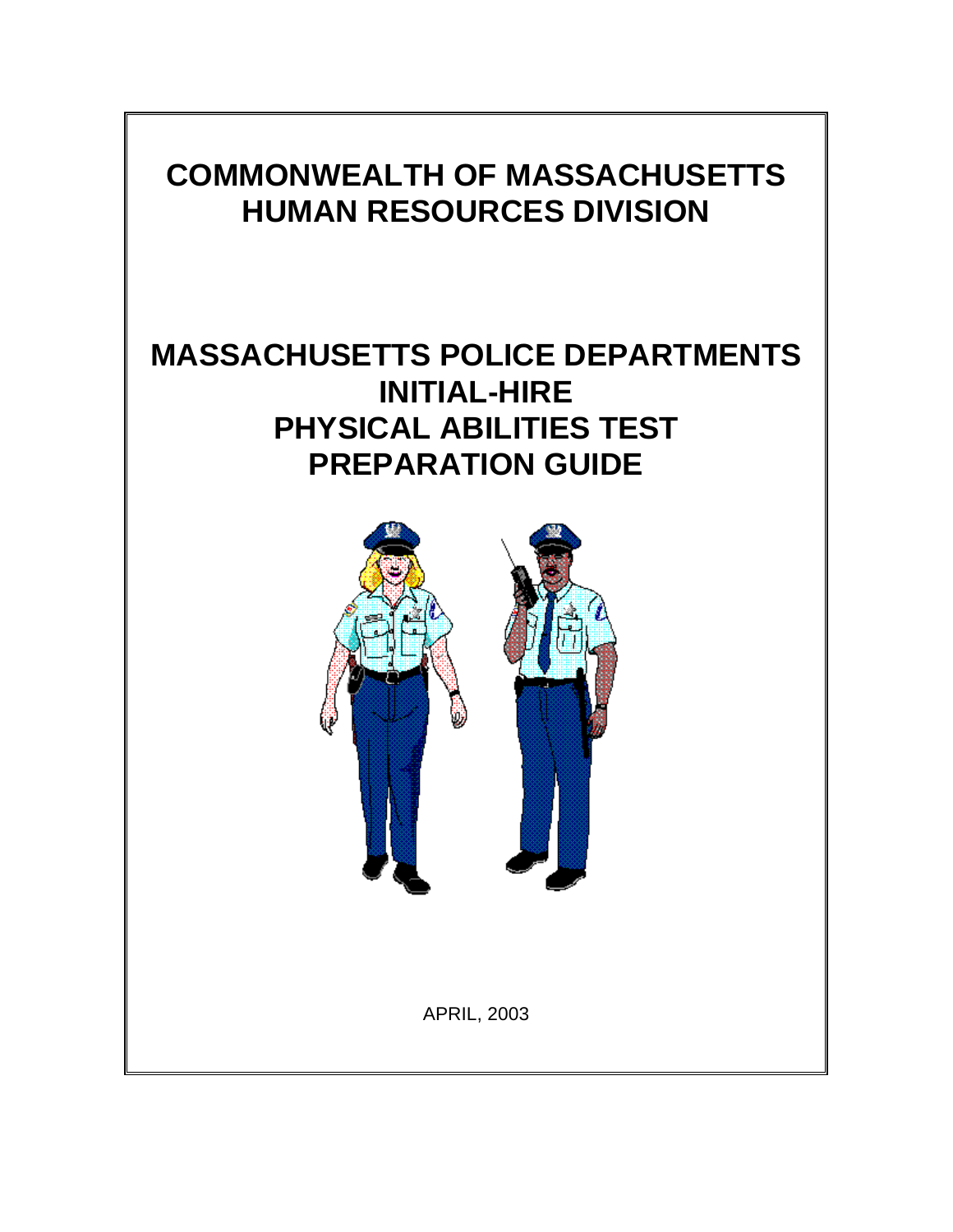# COMMONWEALTH OF MASSACHUSETTS
# HUMAN RESOURCES DIVISION

# MASSACHUSETTS POLICE DEPARTMENTS
# INITIAL-HIRE
# PHYSICAL ABILITIES TEST
# PREPARATION GUIDE

APRIL, 2003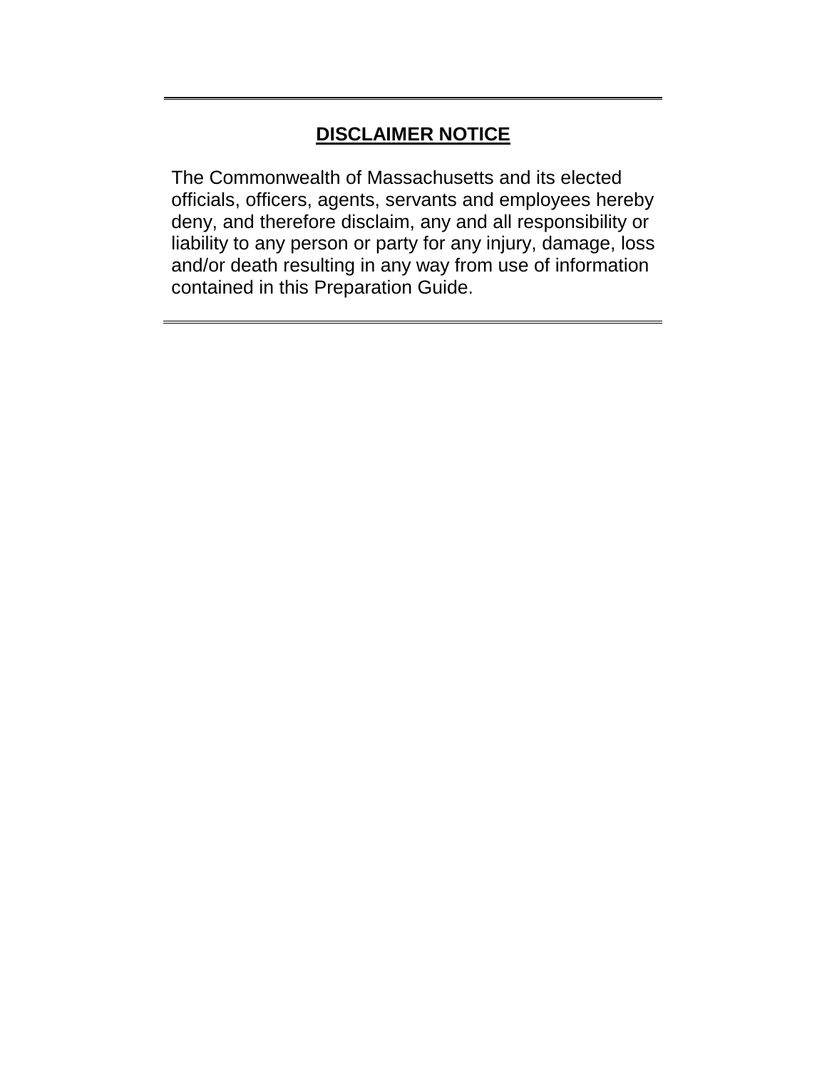## DISCLAIMER NOTICE

The Commonwealth of Massachusetts and its elected officials, officers, agents, servants and employees hereby deny, and therefore disclaim, any and all responsibility or liability to any person or party for any injury, damage, loss and/or death resulting in any way from use of information contained in this Preparation Guide.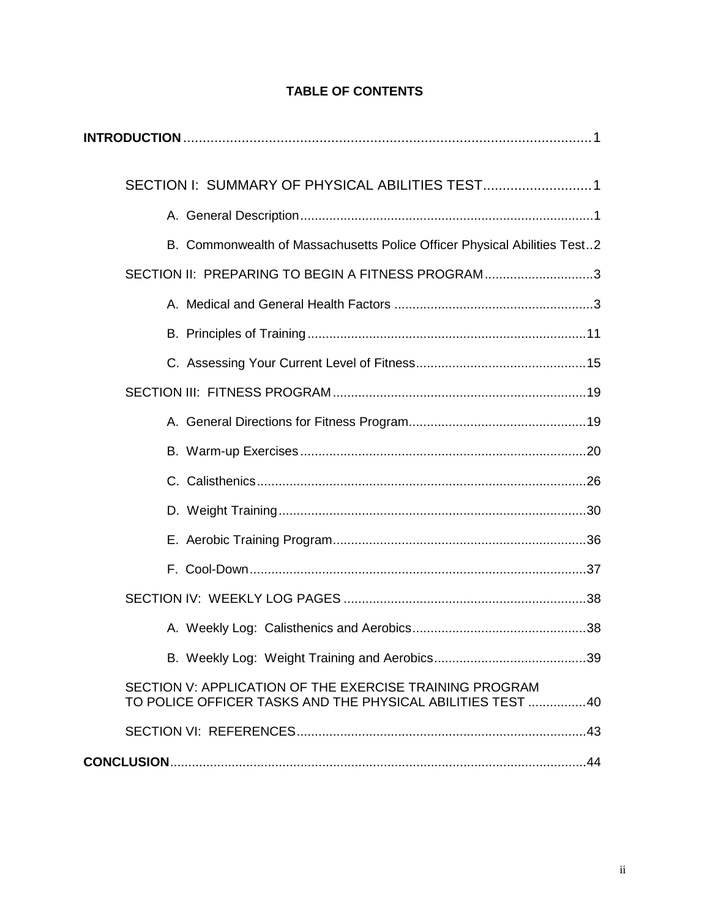# TABLE OF CONTENTS

**INTRODUCTION** .......................................................................................................... 1

SECTION I: SUMMARY OF PHYSICAL ABILITIES TEST ............................ 1

- A. General Description ................................................................................ 1
- B. Commonwealth of Massachusetts Police Officer Physical Abilities Test .. 2

SECTION II: PREPARING TO BEGIN A FITNESS PROGRAM .............................. 3

- A. Medical and General Health Factors ...................................................... 3
- B. Principles of Training ............................................................................ 11
- C. Assessing Your Current Level of Fitness ............................................... 15

SECTION III: FITNESS PROGRAM ...................................................................... 19

- A. General Directions for Fitness Program ................................................. 19
- B. Warm-up Exercises ............................................................................... 20
- C. Calisthenics .......................................................................................... 26
- D. Weight Training ..................................................................................... 30
- E. Aerobic Training Program ..................................................................... 36
- F. Cool-Down ............................................................................................. 37

SECTION IV: WEEKLY LOG PAGES ................................................................... 38

- A. Weekly Log: Calisthenics and Aerobics ................................................ 38
- B. Weekly Log: Weight Training and Aerobics .......................................... 39

SECTION V: APPLICATION OF THE EXERCISE TRAINING PROGRAM TO POLICE OFFICER TASKS AND THE PHYSICAL ABILITIES TEST ................ 40

SECTION VI: REFERENCES ................................................................................ 43

**CONCLUSION** .................................................................................................. 44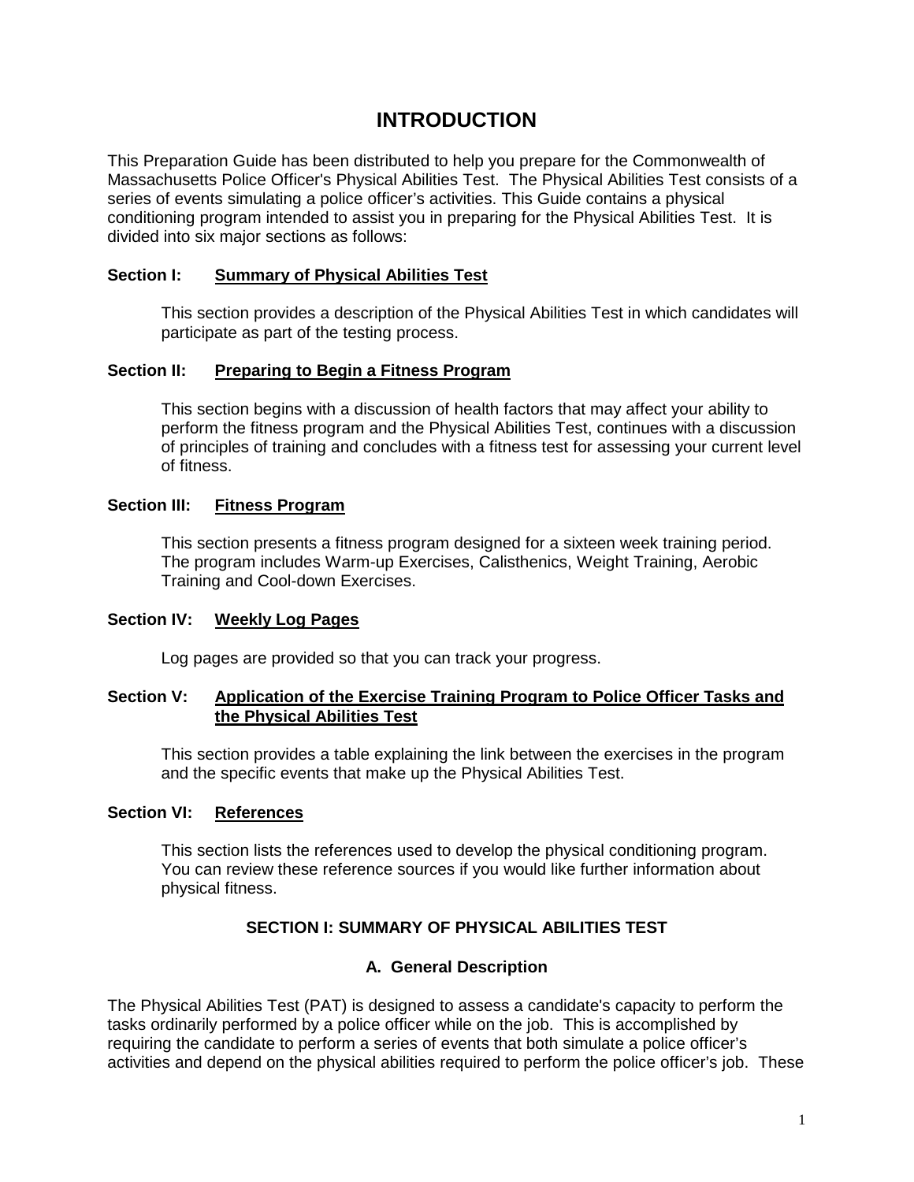# INTRODUCTION

This Preparation Guide has been distributed to help you prepare for the Commonwealth of Massachusetts Police Officer's Physical Abilities Test. The Physical Abilities Test consists of a series of events simulating a police officer's activities. This Guide contains a physical conditioning program intended to assist you in preparing for the Physical Abilities Test. It is divided into six major sections as follows:

**Section I: Summary of Physical Abilities Test**

This section provides a description of the Physical Abilities Test in which candidates will participate as part of the testing process.

**Section II: Preparing to Begin a Fitness Program**

This section begins with a discussion of health factors that may affect your ability to perform the fitness program and the Physical Abilities Test, continues with a discussion of principles of training and concludes with a fitness test for assessing your current level of fitness.

**Section III: Fitness Program**

This section presents a fitness program designed for a sixteen week training period. The program includes Warm-up Exercises, Calisthenics, Weight Training, Aerobic Training and Cool-down Exercises.

**Section IV: Weekly Log Pages**

Log pages are provided so that you can track your progress.

**Section V: Application of the Exercise Training Program to Police Officer Tasks and the Physical Abilities Test**

This section provides a table explaining the link between the exercises in the program and the specific events that make up the Physical Abilities Test.

**Section VI: References**

This section lists the references used to develop the physical conditioning program. You can review these reference sources if you would like further information about physical fitness.

## SECTION I: SUMMARY OF PHYSICAL ABILITIES TEST

### A. General Description

The Physical Abilities Test (PAT) is designed to assess a candidate's capacity to perform the tasks ordinarily performed by a police officer while on the job. This is accomplished by requiring the candidate to perform a series of events that both simulate a police officer's activities and depend on the physical abilities required to perform the police officer's job. These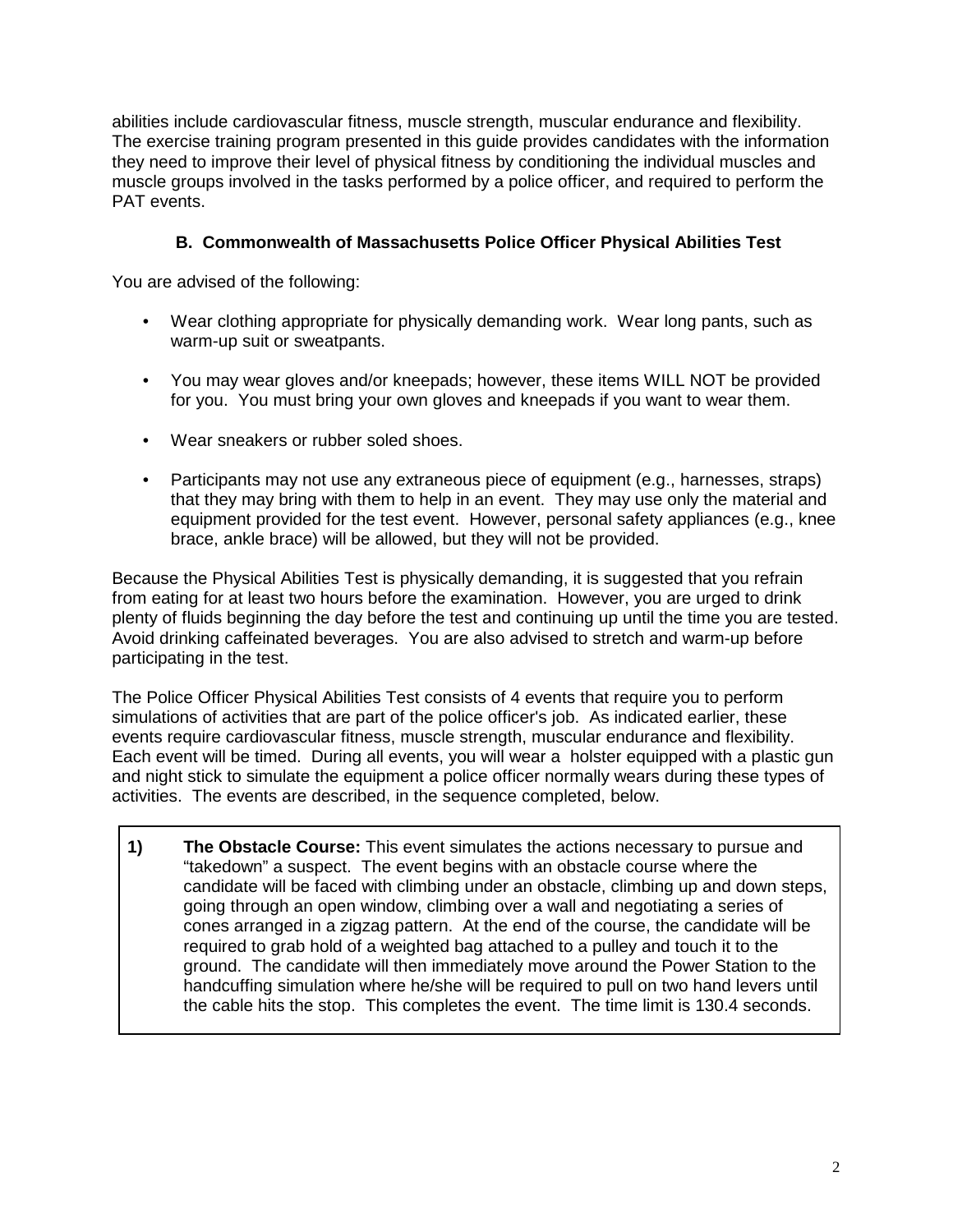abilities include cardiovascular fitness, muscle strength, muscular endurance and flexibility. The exercise training program presented in this guide provides candidates with the information they need to improve their level of physical fitness by conditioning the individual muscles and muscle groups involved in the tasks performed by a police officer, and required to perform the PAT events.

### B. Commonwealth of Massachusetts Police Officer Physical Abilities Test

You are advised of the following:

- Wear clothing appropriate for physically demanding work. Wear long pants, such as warm-up suit or sweatpants.
- You may wear gloves and/or kneepads; however, these items WILL NOT be provided for you. You must bring your own gloves and kneepads if you want to wear them.
- Wear sneakers or rubber soled shoes.
- Participants may not use any extraneous piece of equipment (e.g., harnesses, straps) that they may bring with them to help in an event. They may use only the material and equipment provided for the test event. However, personal safety appliances (e.g., knee brace, ankle brace) will be allowed, but they will not be provided.

Because the Physical Abilities Test is physically demanding, it is suggested that you refrain from eating for at least two hours before the examination. However, you are urged to drink plenty of fluids beginning the day before the test and continuing up until the time you are tested. Avoid drinking caffeinated beverages. You are also advised to stretch and warm-up before participating in the test.

The Police Officer Physical Abilities Test consists of 4 events that require you to perform simulations of activities that are part of the police officer's job. As indicated earlier, these events require cardiovascular fitness, muscle strength, muscular endurance and flexibility. Each event will be timed. During all events, you will wear a holster equipped with a plastic gun and night stick to simulate the equipment a police officer normally wears during these types of activities. The events are described, in the sequence completed, below.

**1) The Obstacle Course:** This event simulates the actions necessary to pursue and "takedown" a suspect. The event begins with an obstacle course where the candidate will be faced with climbing under an obstacle, climbing up and down steps, going through an open window, climbing over a wall and negotiating a series of cones arranged in a zigzag pattern. At the end of the course, the candidate will be required to grab hold of a weighted bag attached to a pulley and touch it to the ground. The candidate will then immediately move around the Power Station to the handcuffing simulation where he/she will be required to pull on two hand levers until the cable hits the stop. This completes the event. The time limit is 130.4 seconds.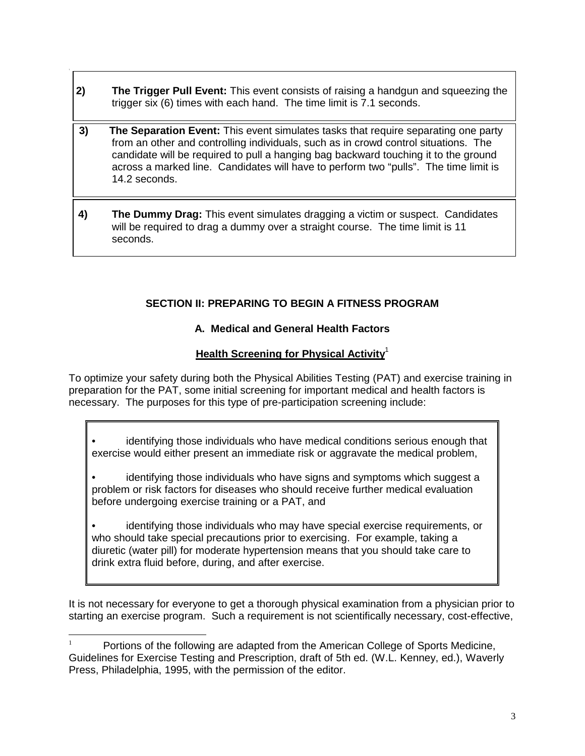2) **The Trigger Pull Event:** This event consists of raising a handgun and squeezing the trigger six (6) times with each hand. The time limit is 7.1 seconds.

3) **The Separation Event:** This event simulates tasks that require separating one party from an other and controlling individuals, such as in crowd control situations. The candidate will be required to pull a hanging bag backward touching it to the ground across a marked line. Candidates will have to perform two "pulls". The time limit is 14.2 seconds.

4) **The Dummy Drag:** This event simulates dragging a victim or suspect. Candidates will be required to drag a dummy over a straight course. The time limit is 11 seconds.

## SECTION II: PREPARING TO BEGIN A FITNESS PROGRAM

### A. Medical and General Health Factors

**Health Screening for Physical Activity**[1]

To optimize your safety during both the Physical Abilities Testing (PAT) and exercise training in preparation for the PAT, some initial screening for important medical and health factors is necessary. The purposes for this type of pre-participation screening include:

- identifying those individuals who have medical conditions serious enough that exercise would either present an immediate risk or aggravate the medical problem,
- identifying those individuals who have signs and symptoms which suggest a problem or risk factors for diseases who should receive further medical evaluation before undergoing exercise training or a PAT, and
- identifying those individuals who may have special exercise requirements, or who should take special precautions prior to exercising. For example, taking a diuretic (water pill) for moderate hypertension means that you should take care to drink extra fluid before, during, and after exercise.

It is not necessary for everyone to get a thorough physical examination from a physician prior to starting an exercise program. Such a requirement is not scientifically necessary, cost-effective,

[1] Portions of the following are adapted from the American College of Sports Medicine, Guidelines for Exercise Testing and Prescription, draft of 5th ed. (W.L. Kenney, ed.), Waverly Press, Philadelphia, 1995, with the permission of the editor.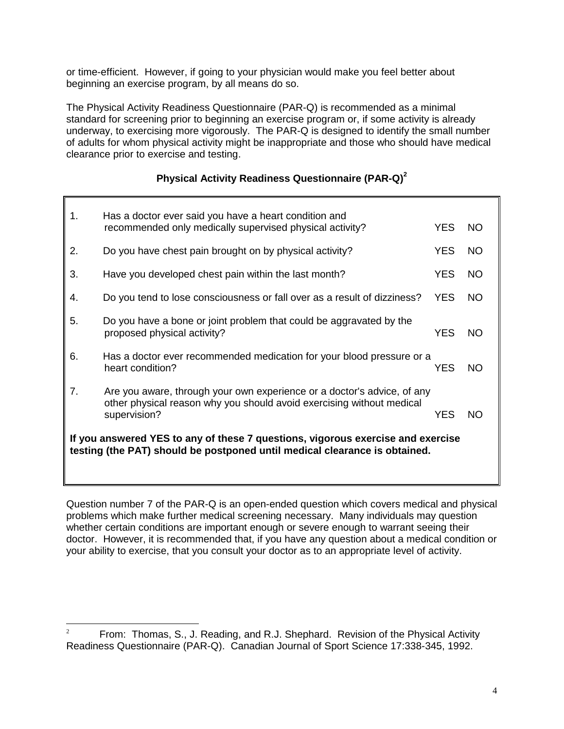or time-efficient. However, if going to your physician would make you feel better about beginning an exercise program, by all means do so.

The Physical Activity Readiness Questionnaire (PAR-Q) is recommended as a minimal standard for screening prior to beginning an exercise program or, if some activity is already underway, to exercising more vigorously. The PAR-Q is designed to identify the small number of adults for whom physical activity might be inappropriate and those who should have medical clearance prior to exercise and testing.

### Physical Activity Readiness Questionnaire (PAR-Q)[2]

| | | | |
|---|---|---|---|
| 1. | Has a doctor ever said you have a heart condition and recommended only medically supervised physical activity? | YES | NO |
| 2. | Do you have chest pain brought on by physical activity? | YES | NO |
| 3. | Have you developed chest pain within the last month? | YES | NO |
| 4. | Do you tend to lose consciousness or fall over as a result of dizziness? | YES | NO |
| 5. | Do you have a bone or joint problem that could be aggravated by the proposed physical activity? | YES | NO |
| 6. | Has a doctor ever recommended medication for your blood pressure or a heart condition? | YES | NO |
| 7. | Are you aware, through your own experience or a doctor's advice, of any other physical reason why you should avoid exercising without medical supervision? | YES | NO |

**If you answered YES to any of these 7 questions, vigorous exercise and exercise testing (the PAT) should be postponed until medical clearance is obtained.**

Question number 7 of the PAR-Q is an open-ended question which covers medical and physical problems which make further medical screening necessary. Many individuals may question whether certain conditions are important enough or severe enough to warrant seeing their doctor. However, it is recommended that, if you have any question about a medical condition or your ability to exercise, that you consult your doctor as to an appropriate level of activity.

---

[2] From: Thomas, S., J. Reading, and R.J. Shephard. Revision of the Physical Activity Readiness Questionnaire (PAR-Q). Canadian Journal of Sport Science 17:338-345, 1992.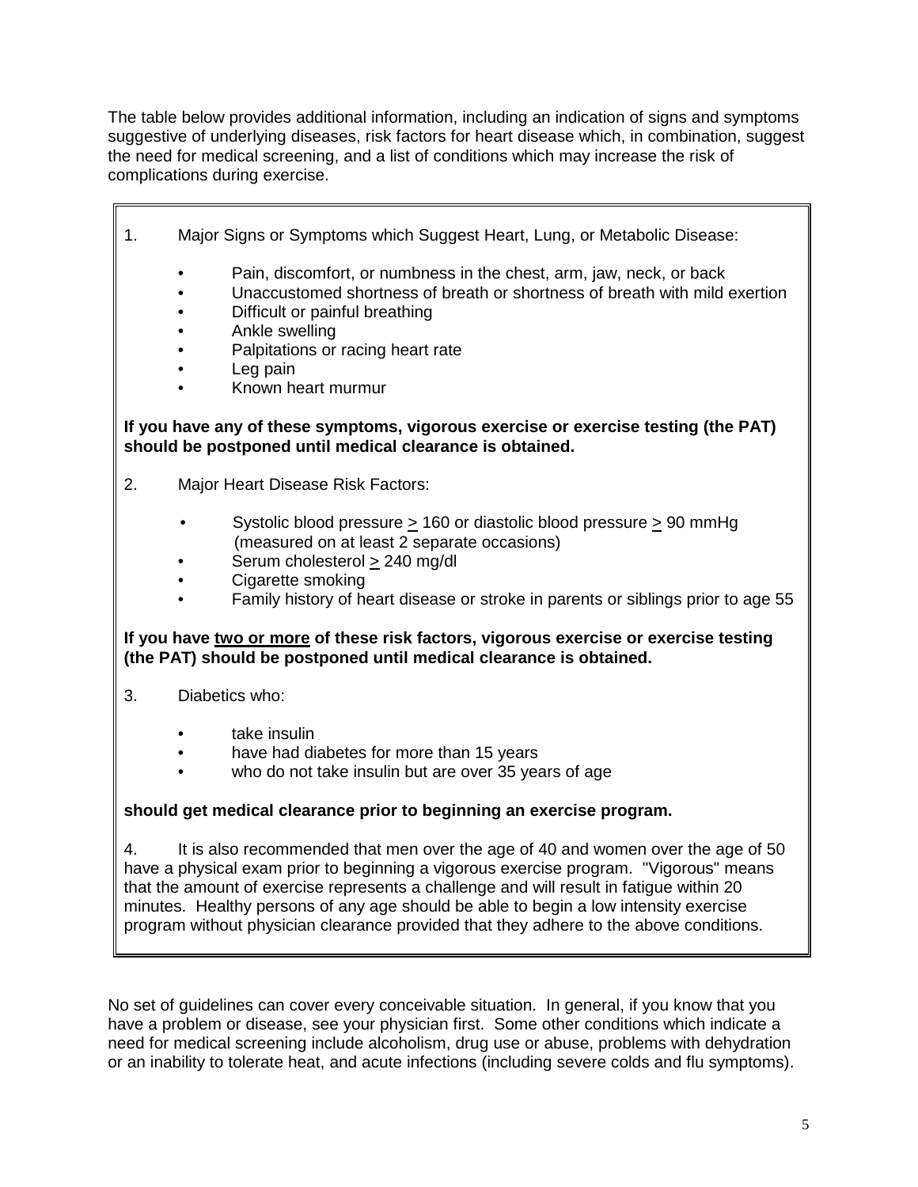The table below provides additional information, including an indication of signs and symptoms suggestive of underlying diseases, risk factors for heart disease which, in combination, suggest the need for medical screening, and a list of conditions which may increase the risk of complications during exercise.

1. Major Signs or Symptoms which Suggest Heart, Lung, or Metabolic Disease:

   - Pain, discomfort, or numbness in the chest, arm, jaw, neck, or back
   - Unaccustomed shortness of breath or shortness of breath with mild exertion
   - Difficult or painful breathing
   - Ankle swelling
   - Palpitations or racing heart rate
   - Leg pain
   - Known heart murmur

**If you have any of these symptoms, vigorous exercise or exercise testing (the PAT) should be postponed until medical clearance is obtained.**

2. Major Heart Disease Risk Factors:

   - Systolic blood pressure $\geq$ 160 or diastolic blood pressure $\geq$ 90 mmHg (measured on at least 2 separate occasions)
   - Serum cholesterol $\geq$ 240 mg/dl
   - Cigarette smoking
   - Family history of heart disease or stroke in parents or siblings prior to age 55

**If you have <u>two or more</u> of these risk factors, vigorous exercise or exercise testing (the PAT) should be postponed until medical clearance is obtained.**

3. Diabetics who:

   - take insulin
   - have had diabetes for more than 15 years
   - who do not take insulin but are over 35 years of age

**should get medical clearance prior to beginning an exercise program.**

4. It is also recommended that men over the age of 40 and women over the age of 50 have a physical exam prior to beginning a vigorous exercise program. "Vigorous" means that the amount of exercise represents a challenge and will result in fatigue within 20 minutes. Healthy persons of any age should be able to begin a low intensity exercise program without physician clearance provided that they adhere to the above conditions.

No set of guidelines can cover every conceivable situation. In general, if you know that you have a problem or disease, see your physician first. Some other conditions which indicate a need for medical screening include alcoholism, drug use or abuse, problems with dehydration or an inability to tolerate heat, and acute infections (including severe colds and flu symptoms).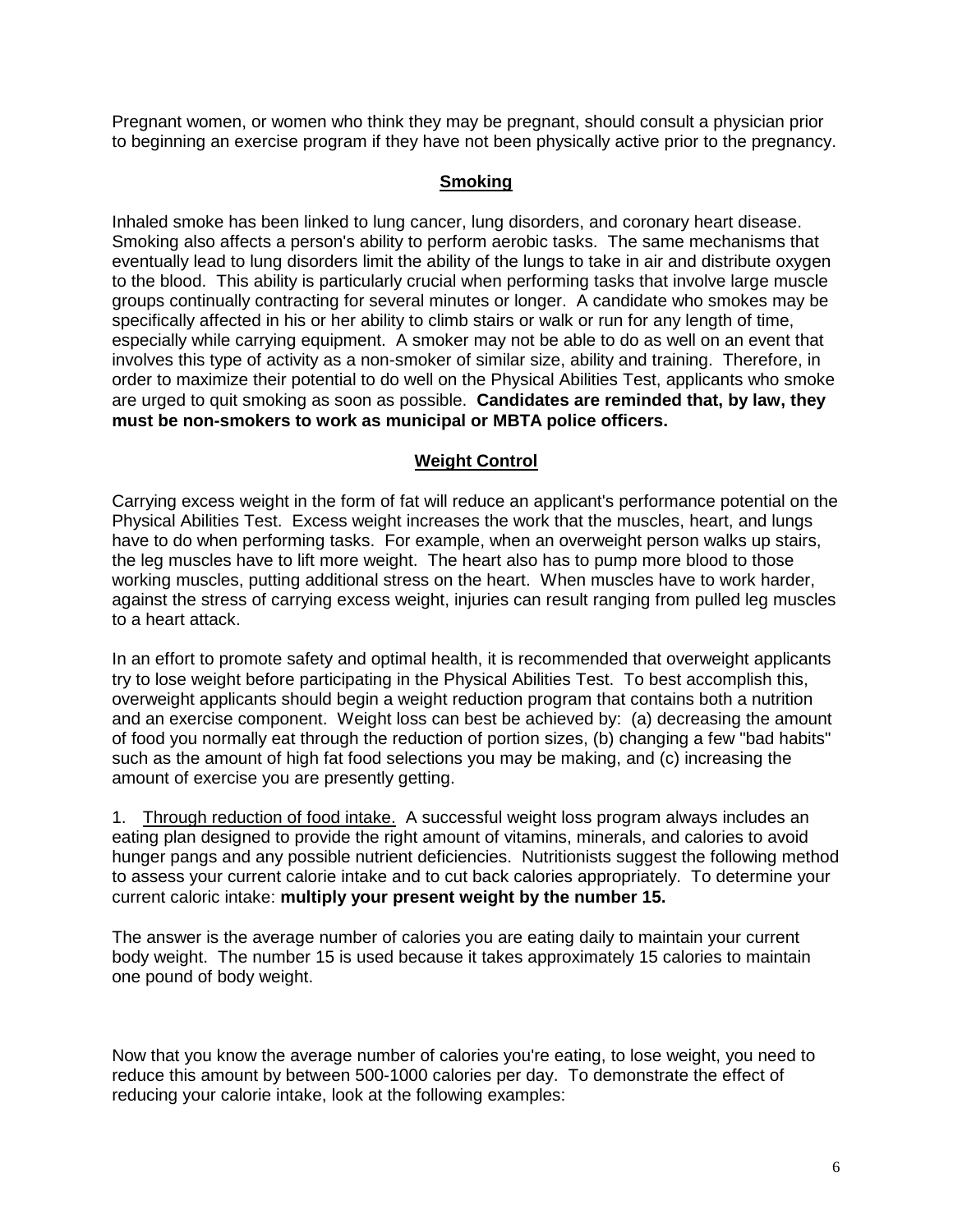Pregnant women, or women who think they may be pregnant, should consult a physician prior to beginning an exercise program if they have not been physically active prior to the pregnancy.

## Smoking

Inhaled smoke has been linked to lung cancer, lung disorders, and coronary heart disease. Smoking also affects a person's ability to perform aerobic tasks. The same mechanisms that eventually lead to lung disorders limit the ability of the lungs to take in air and distribute oxygen to the blood. This ability is particularly crucial when performing tasks that involve large muscle groups continually contracting for several minutes or longer. A candidate who smokes may be specifically affected in his or her ability to climb stairs or walk or run for any length of time, especially while carrying equipment. A smoker may not be able to do as well on an event that involves this type of activity as a non-smoker of similar size, ability and training. Therefore, in order to maximize their potential to do well on the Physical Abilities Test, applicants who smoke are urged to quit smoking as soon as possible. **Candidates are reminded that, by law, they must be non-smokers to work as municipal or MBTA police officers.**

## Weight Control

Carrying excess weight in the form of fat will reduce an applicant's performance potential on the Physical Abilities Test. Excess weight increases the work that the muscles, heart, and lungs have to do when performing tasks. For example, when an overweight person walks up stairs, the leg muscles have to lift more weight. The heart also has to pump more blood to those working muscles, putting additional stress on the heart. When muscles have to work harder, against the stress of carrying excess weight, injuries can result ranging from pulled leg muscles to a heart attack.

In an effort to promote safety and optimal health, it is recommended that overweight applicants try to lose weight before participating in the Physical Abilities Test. To best accomplish this, overweight applicants should begin a weight reduction program that contains both a nutrition and an exercise component. Weight loss can best be achieved by: (a) decreasing the amount of food you normally eat through the reduction of portion sizes, (b) changing a few "bad habits" such as the amount of high fat food selections you may be making, and (c) increasing the amount of exercise you are presently getting.

1. <u>Through reduction of food intake.</u> A successful weight loss program always includes an eating plan designed to provide the right amount of vitamins, minerals, and calories to avoid hunger pangs and any possible nutrient deficiencies. Nutritionists suggest the following method to assess your current calorie intake and to cut back calories appropriately. To determine your current caloric intake: **multiply your present weight by the number 15.**

The answer is the average number of calories you are eating daily to maintain your current body weight. The number 15 is used because it takes approximately 15 calories to maintain one pound of body weight.

Now that you know the average number of calories you're eating, to lose weight, you need to reduce this amount by between 500-1000 calories per day. To demonstrate the effect of reducing your calorie intake, look at the following examples: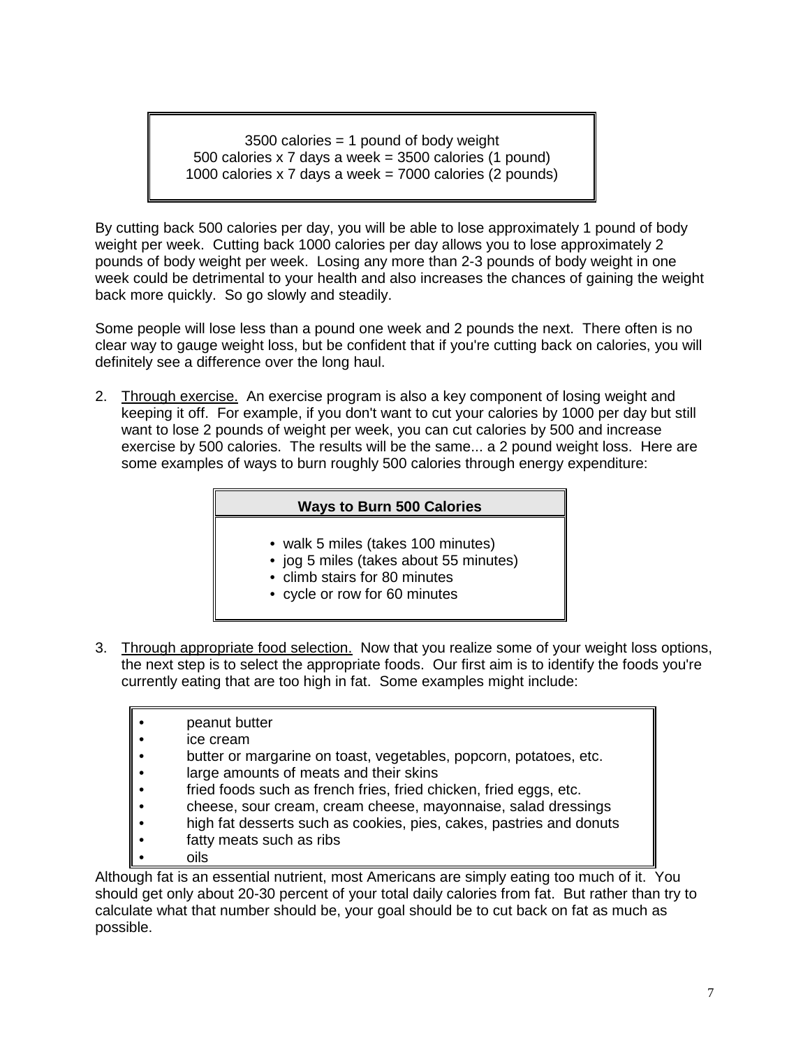3500 calories = 1 pound of body weight
500 calories x 7 days a week = 3500 calories (1 pound)
1000 calories x 7 days a week = 7000 calories (2 pounds)

By cutting back 500 calories per day, you will be able to lose approximately 1 pound of body weight per week. Cutting back 1000 calories per day allows you to lose approximately 2 pounds of body weight per week. Losing any more than 2-3 pounds of body weight in one week could be detrimental to your health and also increases the chances of gaining the weight back more quickly. So go slowly and steadily.

Some people will lose less than a pound one week and 2 pounds the next. There often is no clear way to gauge weight loss, but be confident that if you're cutting back on calories, you will definitely see a difference over the long haul.

2. <u>Through exercise.</u> An exercise program is also a key component of losing weight and keeping it off. For example, if you don't want to cut your calories by 1000 per day but still want to lose 2 pounds of weight per week, you can cut calories by 500 and increase exercise by 500 calories. The results will be the same... a 2 pound weight loss. Here are some examples of ways to burn roughly 500 calories through energy expenditure:

**Ways to Burn 500 Calories**

- walk 5 miles (takes 100 minutes)
- jog 5 miles (takes about 55 minutes)
- climb stairs for 80 minutes
- cycle or row for 60 minutes

3. <u>Through appropriate food selection.</u> Now that you realize some of your weight loss options, the next step is to select the appropriate foods. Our first aim is to identify the foods you're currently eating that are too high in fat. Some examples might include:

- peanut butter
- ice cream
- butter or margarine on toast, vegetables, popcorn, potatoes, etc.
- large amounts of meats and their skins
- fried foods such as french fries, fried chicken, fried eggs, etc.
- cheese, sour cream, cream cheese, mayonnaise, salad dressings
- high fat desserts such as cookies, pies, cakes, pastries and donuts
- fatty meats such as ribs
- oils

Although fat is an essential nutrient, most Americans are simply eating too much of it. You should get only about 20-30 percent of your total daily calories from fat. But rather than try to calculate what that number should be, your goal should be to cut back on fat as much as possible.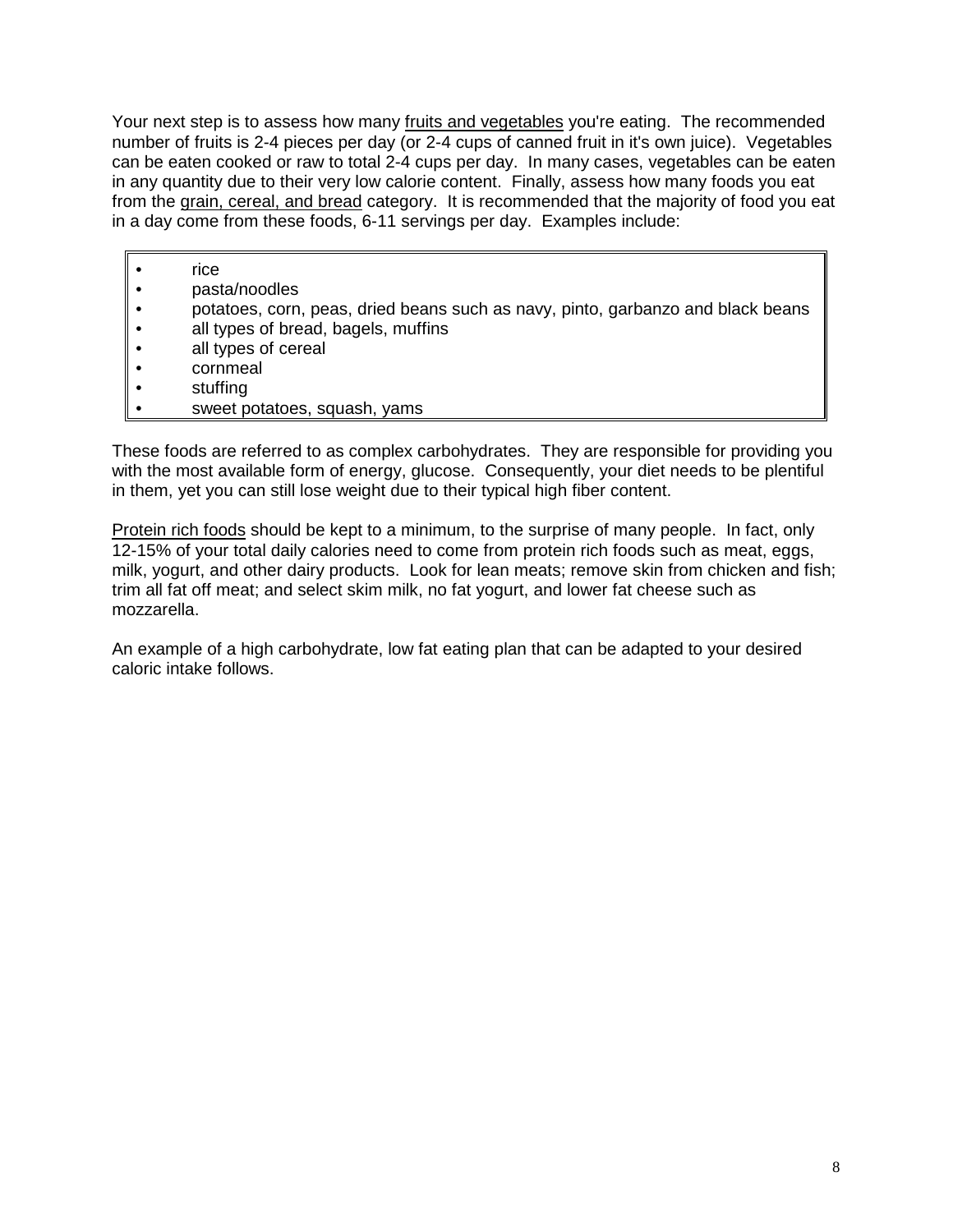Your next step is to assess how many <u>fruits and vegetables</u> you're eating. The recommended number of fruits is 2-4 pieces per day (or 2-4 cups of canned fruit in it's own juice). Vegetables can be eaten cooked or raw to total 2-4 cups per day. In many cases, vegetables can be eaten in any quantity due to their very low calorie content. Finally, assess how many foods you eat from the <u>grain, cereal, and bread</u> category. It is recommended that the majority of food you eat in a day come from these foods, 6-11 servings per day. Examples include:

- rice
- pasta/noodles
- potatoes, corn, peas, dried beans such as navy, pinto, garbanzo and black beans
- all types of bread, bagels, muffins
- all types of cereal
- cornmeal
- stuffing
- sweet potatoes, squash, yams

These foods are referred to as complex carbohydrates. They are responsible for providing you with the most available form of energy, glucose. Consequently, your diet needs to be plentiful in them, yet you can still lose weight due to their typical high fiber content.

<u>Protein rich foods</u> should be kept to a minimum, to the surprise of many people. In fact, only 12-15% of your total daily calories need to come from protein rich foods such as meat, eggs, milk, yogurt, and other dairy products. Look for lean meats; remove skin from chicken and fish; trim all fat off meat; and select skim milk, no fat yogurt, and lower fat cheese such as mozzarella.

An example of a high carbohydrate, low fat eating plan that can be adapted to your desired caloric intake follows.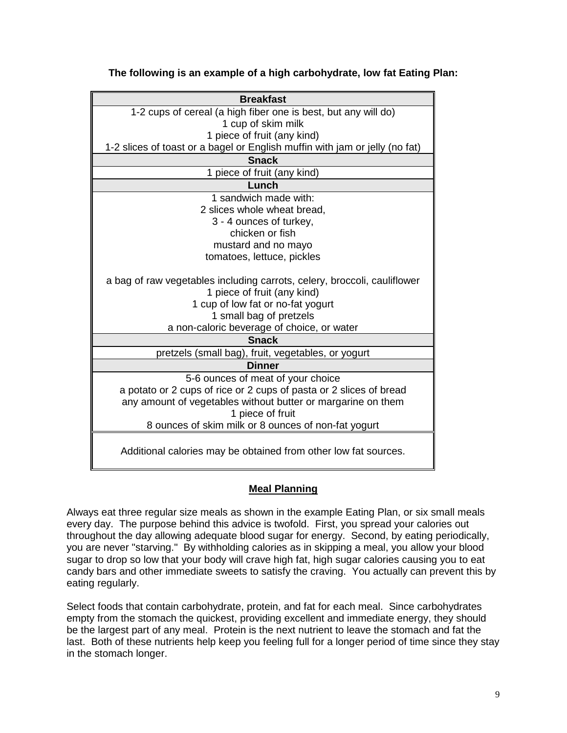**The following is an example of a high carbohydrate, low fat Eating Plan:**

| **Breakfast** |
|---|
| 1-2 cups of cereal (a high fiber one is best, but any will do)<br>1 cup of skim milk<br>1 piece of fruit (any kind)<br>1-2 slices of toast or a bagel or English muffin with jam or jelly (no fat) |
| **Snack** |
| 1 piece of fruit (any kind) |
| **Lunch** |
| 1 sandwich made with:<br>2 slices whole wheat bread,<br>3 - 4 ounces of turkey,<br>chicken or fish<br>mustard and no mayo<br>tomatoes, lettuce, pickles<br><br>a bag of raw vegetables including carrots, celery, broccoli, cauliflower<br>1 piece of fruit (any kind)<br>1 cup of low fat or no-fat yogurt<br>1 small bag of pretzels<br>a non-caloric beverage of choice, or water |
| **Snack** |
| pretzels (small bag), fruit, vegetables, or yogurt |
| **Dinner** |
| 5-6 ounces of meat of your choice<br>a potato or 2 cups of rice or 2 cups of pasta or 2 slices of bread<br>any amount of vegetables without butter or margarine on them<br>1 piece of fruit<br>8 ounces of skim milk or 8 ounces of non-fat yogurt |
| Additional calories may be obtained from other low fat sources. |

## Meal Planning

Always eat three regular size meals as shown in the example Eating Plan, or six small meals every day. The purpose behind this advice is twofold. First, you spread your calories out throughout the day allowing adequate blood sugar for energy. Second, by eating periodically, you are never "starving." By withholding calories as in skipping a meal, you allow your blood sugar to drop so low that your body will crave high fat, high sugar calories causing you to eat candy bars and other immediate sweets to satisfy the craving. You actually can prevent this by eating regularly.

Select foods that contain carbohydrate, protein, and fat for each meal. Since carbohydrates empty from the stomach the quickest, providing excellent and immediate energy, they should be the largest part of any meal. Protein is the next nutrient to leave the stomach and fat the last. Both of these nutrients help keep you feeling full for a longer period of time since they stay in the stomach longer.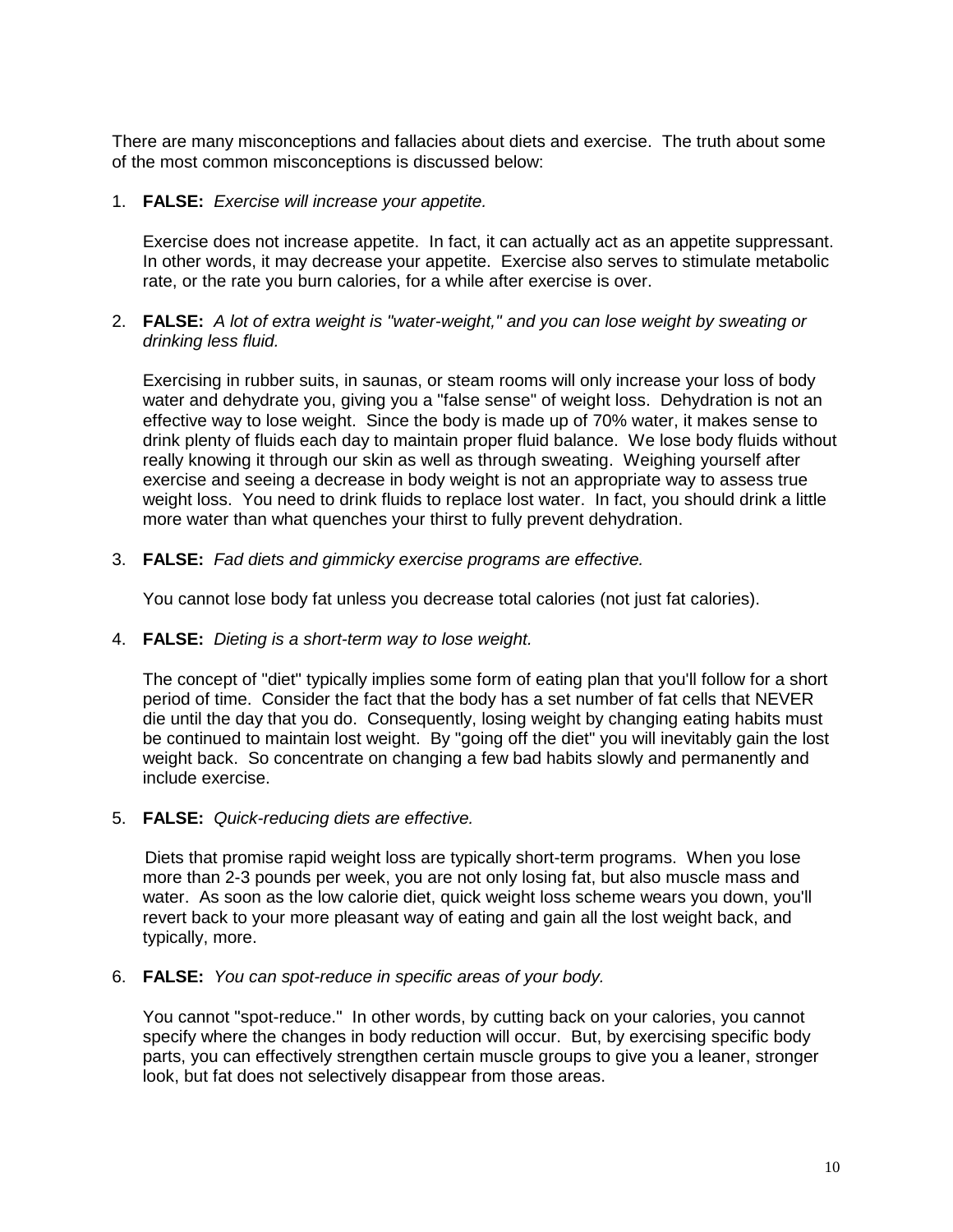There are many misconceptions and fallacies about diets and exercise. The truth about some of the most common misconceptions is discussed below:

1. **FALSE:** *Exercise will increase your appetite.*

   Exercise does not increase appetite. In fact, it can actually act as an appetite suppressant. In other words, it may decrease your appetite. Exercise also serves to stimulate metabolic rate, or the rate you burn calories, for a while after exercise is over.

2. **FALSE:** *A lot of extra weight is "water-weight," and you can lose weight by sweating or drinking less fluid.*

   Exercising in rubber suits, in saunas, or steam rooms will only increase your loss of body water and dehydrate you, giving you a "false sense" of weight loss. Dehydration is not an effective way to lose weight. Since the body is made up of 70% water, it makes sense to drink plenty of fluids each day to maintain proper fluid balance. We lose body fluids without really knowing it through our skin as well as through sweating. Weighing yourself after exercise and seeing a decrease in body weight is not an appropriate way to assess true weight loss. You need to drink fluids to replace lost water. In fact, you should drink a little more water than what quenches your thirst to fully prevent dehydration.

3. **FALSE:** *Fad diets and gimmicky exercise programs are effective.*

   You cannot lose body fat unless you decrease total calories (not just fat calories).

4. **FALSE:** *Dieting is a short-term way to lose weight.*

   The concept of "diet" typically implies some form of eating plan that you'll follow for a short period of time. Consider the fact that the body has a set number of fat cells that NEVER die until the day that you do. Consequently, losing weight by changing eating habits must be continued to maintain lost weight. By "going off the diet" you will inevitably gain the lost weight back. So concentrate on changing a few bad habits slowly and permanently and include exercise.

5. **FALSE:** *Quick-reducing diets are effective.*

   Diets that promise rapid weight loss are typically short-term programs. When you lose more than 2-3 pounds per week, you are not only losing fat, but also muscle mass and water. As soon as the low calorie diet, quick weight loss scheme wears you down, you'll revert back to your more pleasant way of eating and gain all the lost weight back, and typically, more.

6. **FALSE:** *You can spot-reduce in specific areas of your body.*

   You cannot "spot-reduce." In other words, by cutting back on your calories, you cannot specify where the changes in body reduction will occur. But, by exercising specific body parts, you can effectively strengthen certain muscle groups to give you a leaner, stronger look, but fat does not selectively disappear from those areas.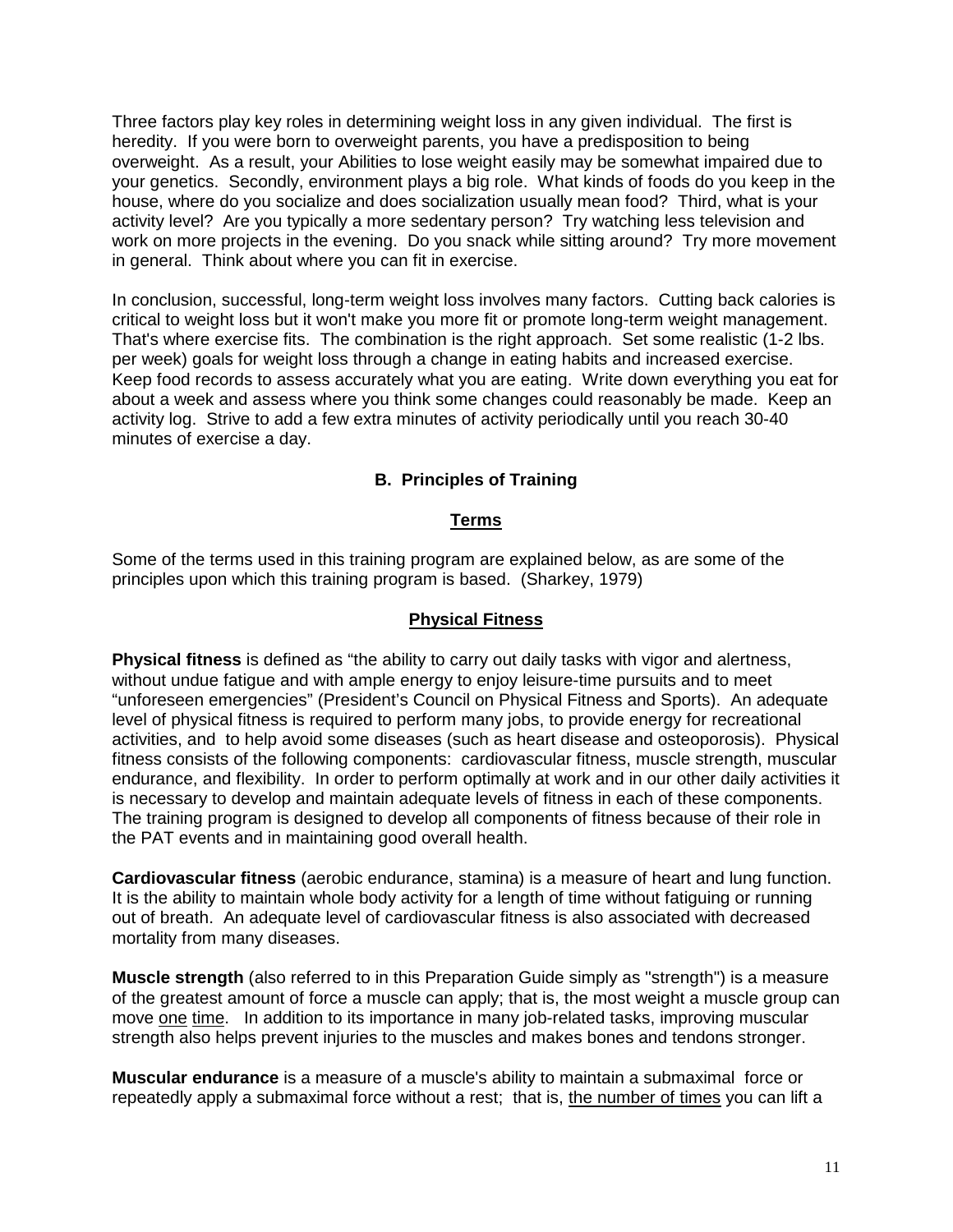Three factors play key roles in determining weight loss in any given individual. The first is heredity. If you were born to overweight parents, you have a predisposition to being overweight. As a result, your Abilities to lose weight easily may be somewhat impaired due to your genetics. Secondly, environment plays a big role. What kinds of foods do you keep in the house, where do you socialize and does socialization usually mean food? Third, what is your activity level? Are you typically a more sedentary person? Try watching less television and work on more projects in the evening. Do you snack while sitting around? Try more movement in general. Think about where you can fit in exercise.

In conclusion, successful, long-term weight loss involves many factors. Cutting back calories is critical to weight loss but it won't make you more fit or promote long-term weight management. That's where exercise fits. The combination is the right approach. Set some realistic (1-2 lbs. per week) goals for weight loss through a change in eating habits and increased exercise. Keep food records to assess accurately what you are eating. Write down everything you eat for about a week and assess where you think some changes could reasonably be made. Keep an activity log. Strive to add a few extra minutes of activity periodically until you reach 30-40 minutes of exercise a day.

## B. Principles of Training

### Terms

Some of the terms used in this training program are explained below, as are some of the principles upon which this training program is based. (Sharkey, 1979)

### Physical Fitness

**Physical fitness** is defined as "the ability to carry out daily tasks with vigor and alertness, without undue fatigue and with ample energy to enjoy leisure-time pursuits and to meet "unforeseen emergencies" (President's Council on Physical Fitness and Sports). An adequate level of physical fitness is required to perform many jobs, to provide energy for recreational activities, and to help avoid some diseases (such as heart disease and osteoporosis). Physical fitness consists of the following components: cardiovascular fitness, muscle strength, muscular endurance, and flexibility. In order to perform optimally at work and in our other daily activities it is necessary to develop and maintain adequate levels of fitness in each of these components. The training program is designed to develop all components of fitness because of their role in the PAT events and in maintaining good overall health.

**Cardiovascular fitness** (aerobic endurance, stamina) is a measure of heart and lung function. It is the ability to maintain whole body activity for a length of time without fatiguing or running out of breath. An adequate level of cardiovascular fitness is also associated with decreased mortality from many diseases.

**Muscle strength** (also referred to in this Preparation Guide simply as "strength") is a measure of the greatest amount of force a muscle can apply; that is, the most weight a muscle group can move <u>one</u> <u>time</u>. In addition to its importance in many job-related tasks, improving muscular strength also helps prevent injuries to the muscles and makes bones and tendons stronger.

**Muscular endurance** is a measure of a muscle's ability to maintain a submaximal force or repeatedly apply a submaximal force without a rest; that is, <u>the number of times</u> you can lift a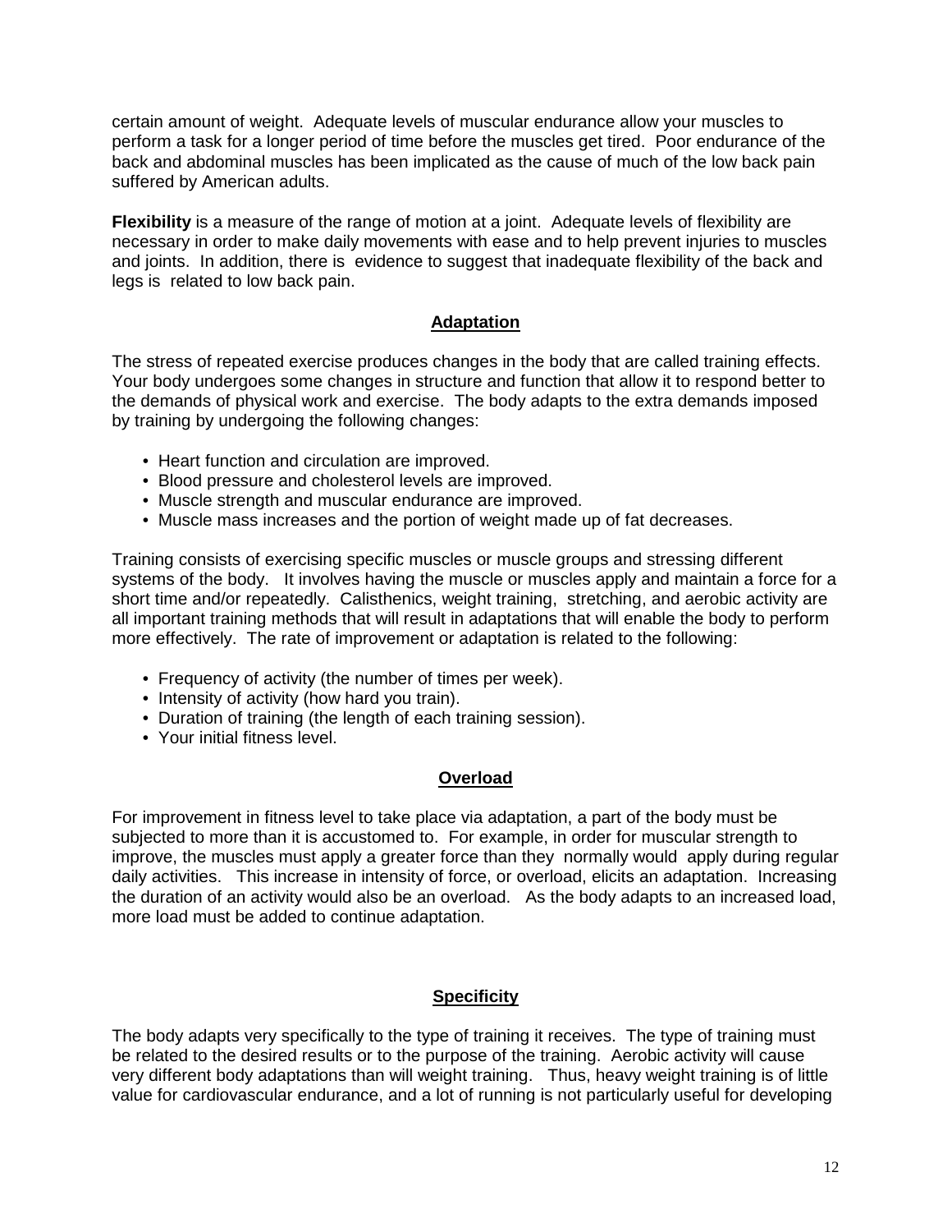certain amount of weight. Adequate levels of muscular endurance allow your muscles to perform a task for a longer period of time before the muscles get tired. Poor endurance of the back and abdominal muscles has been implicated as the cause of much of the low back pain suffered by American adults.

**Flexibility** is a measure of the range of motion at a joint. Adequate levels of flexibility are necessary in order to make daily movements with ease and to help prevent injuries to muscles and joints. In addition, there is evidence to suggest that inadequate flexibility of the back and legs is related to low back pain.

## Adaptation

The stress of repeated exercise produces changes in the body that are called training effects. Your body undergoes some changes in structure and function that allow it to respond better to the demands of physical work and exercise. The body adapts to the extra demands imposed by training by undergoing the following changes:

- Heart function and circulation are improved.
- Blood pressure and cholesterol levels are improved.
- Muscle strength and muscular endurance are improved.
- Muscle mass increases and the portion of weight made up of fat decreases.

Training consists of exercising specific muscles or muscle groups and stressing different systems of the body. It involves having the muscle or muscles apply and maintain a force for a short time and/or repeatedly. Calisthenics, weight training, stretching, and aerobic activity are all important training methods that will result in adaptations that will enable the body to perform more effectively. The rate of improvement or adaptation is related to the following:

- Frequency of activity (the number of times per week).
- Intensity of activity (how hard you train).
- Duration of training (the length of each training session).
- Your initial fitness level.

## Overload

For improvement in fitness level to take place via adaptation, a part of the body must be subjected to more than it is accustomed to. For example, in order for muscular strength to improve, the muscles must apply a greater force than they normally would apply during regular daily activities. This increase in intensity of force, or overload, elicits an adaptation. Increasing the duration of an activity would also be an overload. As the body adapts to an increased load, more load must be added to continue adaptation.

## Specificity

The body adapts very specifically to the type of training it receives. The type of training must be related to the desired results or to the purpose of the training. Aerobic activity will cause very different body adaptations than will weight training. Thus, heavy weight training is of little value for cardiovascular endurance, and a lot of running is not particularly useful for developing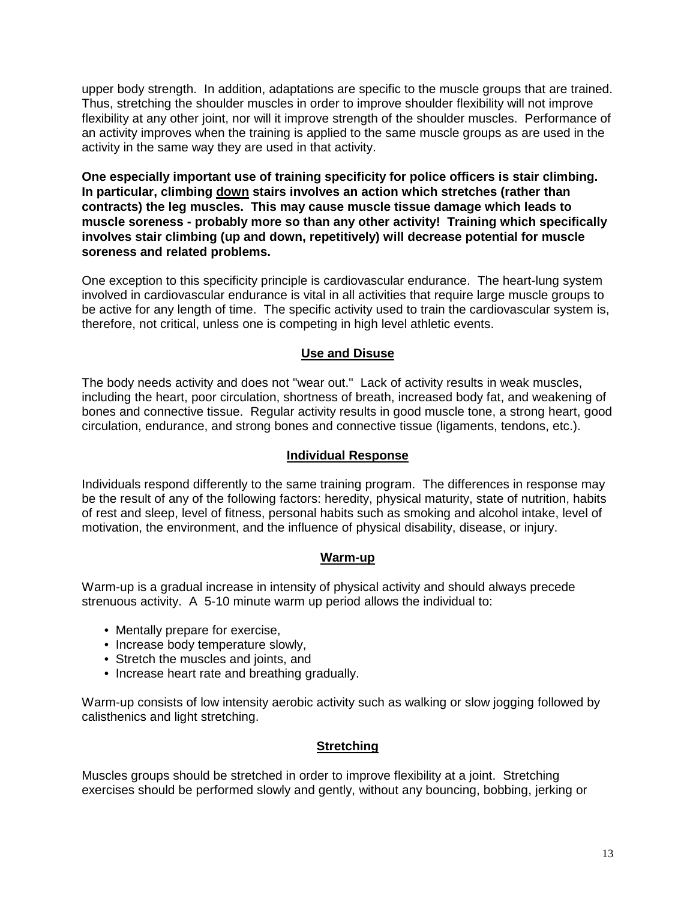upper body strength. In addition, adaptations are specific to the muscle groups that are trained. Thus, stretching the shoulder muscles in order to improve shoulder flexibility will not improve flexibility at any other joint, nor will it improve strength of the shoulder muscles. Performance of an activity improves when the training is applied to the same muscle groups as are used in the activity in the same way they are used in that activity.

**One especially important use of training specificity for police officers is stair climbing. In particular, climbing <u>down</u> stairs involves an action which stretches (rather than contracts) the leg muscles. This may cause muscle tissue damage which leads to muscle soreness - probably more so than any other activity! Training which specifically involves stair climbing (up and down, repetitively) will decrease potential for muscle soreness and related problems.**

One exception to this specificity principle is cardiovascular endurance. The heart-lung system involved in cardiovascular endurance is vital in all activities that require large muscle groups to be active for any length of time. The specific activity used to train the cardiovascular system is, therefore, not critical, unless one is competing in high level athletic events.

## Use and Disuse

The body needs activity and does not "wear out." Lack of activity results in weak muscles, including the heart, poor circulation, shortness of breath, increased body fat, and weakening of bones and connective tissue. Regular activity results in good muscle tone, a strong heart, good circulation, endurance, and strong bones and connective tissue (ligaments, tendons, etc.).

## Individual Response

Individuals respond differently to the same training program. The differences in response may be the result of any of the following factors: heredity, physical maturity, state of nutrition, habits of rest and sleep, level of fitness, personal habits such as smoking and alcohol intake, level of motivation, the environment, and the influence of physical disability, disease, or injury.

## Warm-up

Warm-up is a gradual increase in intensity of physical activity and should always precede strenuous activity. A 5-10 minute warm up period allows the individual to:

- Mentally prepare for exercise,
- Increase body temperature slowly,
- Stretch the muscles and joints, and
- Increase heart rate and breathing gradually.

Warm-up consists of low intensity aerobic activity such as walking or slow jogging followed by calisthenics and light stretching.

## Stretching

Muscles groups should be stretched in order to improve flexibility at a joint. Stretching exercises should be performed slowly and gently, without any bouncing, bobbing, jerking or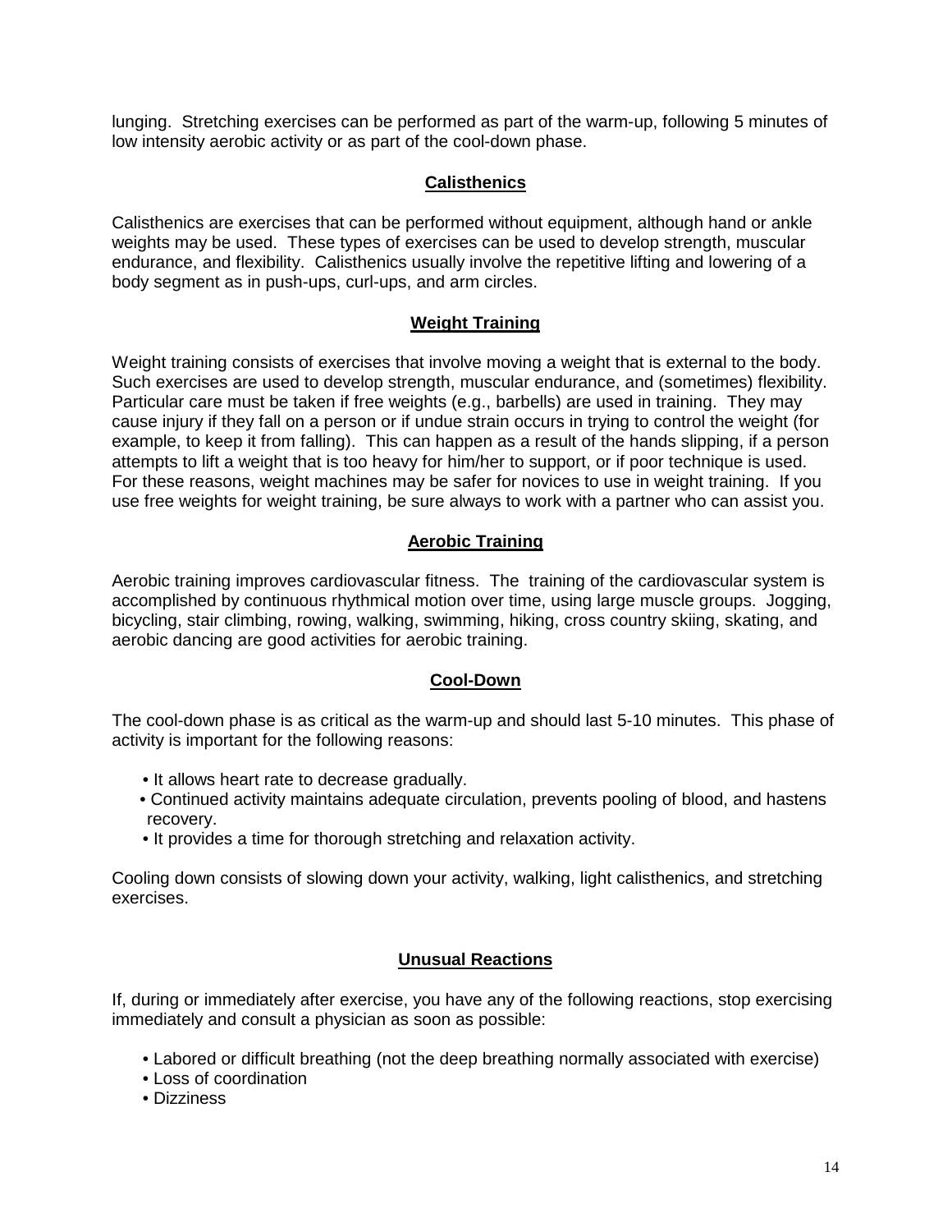lunging. Stretching exercises can be performed as part of the warm-up, following 5 minutes of low intensity aerobic activity or as part of the cool-down phase.

## Calisthenics

Calisthenics are exercises that can be performed without equipment, although hand or ankle weights may be used. These types of exercises can be used to develop strength, muscular endurance, and flexibility. Calisthenics usually involve the repetitive lifting and lowering of a body segment as in push-ups, curl-ups, and arm circles.

## Weight Training

Weight training consists of exercises that involve moving a weight that is external to the body. Such exercises are used to develop strength, muscular endurance, and (sometimes) flexibility. Particular care must be taken if free weights (e.g., barbells) are used in training. They may cause injury if they fall on a person or if undue strain occurs in trying to control the weight (for example, to keep it from falling). This can happen as a result of the hands slipping, if a person attempts to lift a weight that is too heavy for him/her to support, or if poor technique is used. For these reasons, weight machines may be safer for novices to use in weight training. If you use free weights for weight training, be sure always to work with a partner who can assist you.

## Aerobic Training

Aerobic training improves cardiovascular fitness. The training of the cardiovascular system is accomplished by continuous rhythmical motion over time, using large muscle groups. Jogging, bicycling, stair climbing, rowing, walking, swimming, hiking, cross country skiing, skating, and aerobic dancing are good activities for aerobic training.

## Cool-Down

The cool-down phase is as critical as the warm-up and should last 5-10 minutes. This phase of activity is important for the following reasons:

- It allows heart rate to decrease gradually.
- Continued activity maintains adequate circulation, prevents pooling of blood, and hastens recovery.
- It provides a time for thorough stretching and relaxation activity.

Cooling down consists of slowing down your activity, walking, light calisthenics, and stretching exercises.

## Unusual Reactions

If, during or immediately after exercise, you have any of the following reactions, stop exercising immediately and consult a physician as soon as possible:

- Labored or difficult breathing (not the deep breathing normally associated with exercise)
- Loss of coordination
- Dizziness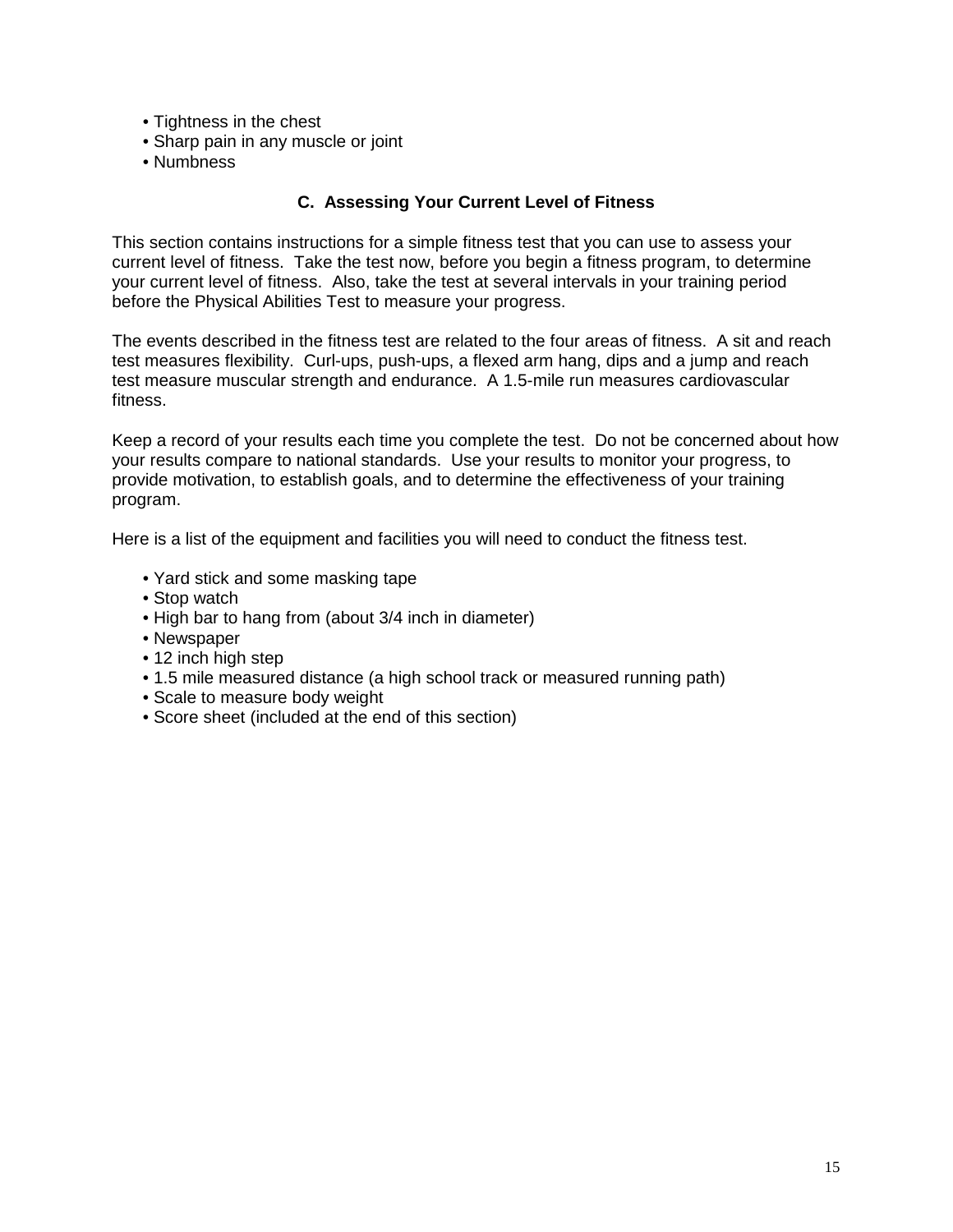- Tightness in the chest
- Sharp pain in any muscle or joint
- Numbness

### C. Assessing Your Current Level of Fitness

This section contains instructions for a simple fitness test that you can use to assess your current level of fitness. Take the test now, before you begin a fitness program, to determine your current level of fitness. Also, take the test at several intervals in your training period before the Physical Abilities Test to measure your progress.

The events described in the fitness test are related to the four areas of fitness. A sit and reach test measures flexibility. Curl-ups, push-ups, a flexed arm hang, dips and a jump and reach test measure muscular strength and endurance. A 1.5-mile run measures cardiovascular fitness.

Keep a record of your results each time you complete the test. Do not be concerned about how your results compare to national standards. Use your results to monitor your progress, to provide motivation, to establish goals, and to determine the effectiveness of your training program.

Here is a list of the equipment and facilities you will need to conduct the fitness test.

- Yard stick and some masking tape
- Stop watch
- High bar to hang from (about 3/4 inch in diameter)
- Newspaper
- 12 inch high step
- 1.5 mile measured distance (a high school track or measured running path)
- Scale to measure body weight
- Score sheet (included at the end of this section)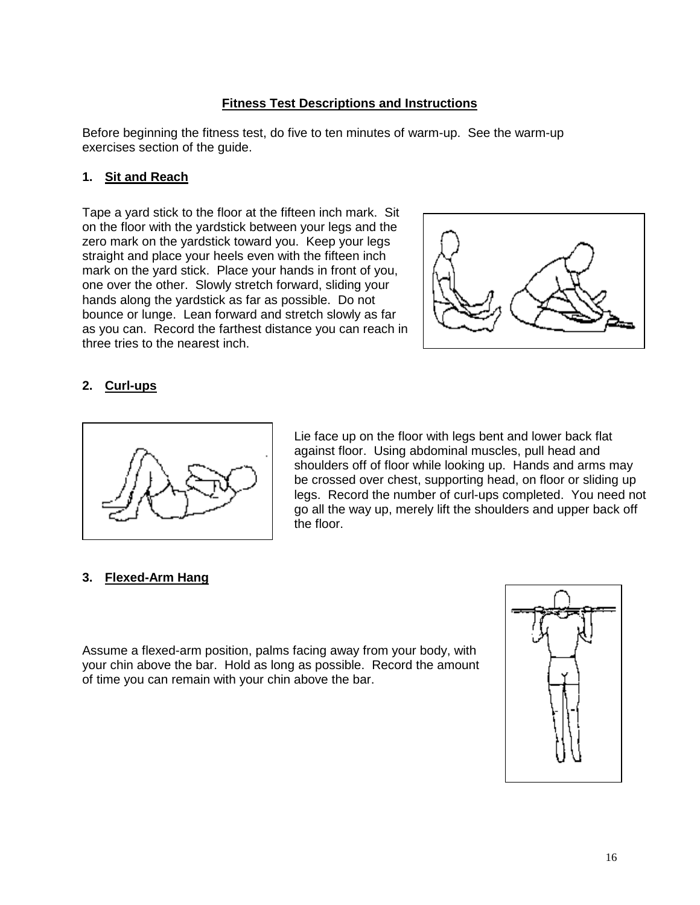## Fitness Test Descriptions and Instructions

Before beginning the fitness test, do five to ten minutes of warm-up. See the warm-up exercises section of the guide.

### 1. Sit and Reach

Tape a yard stick to the floor at the fifteen inch mark. Sit on the floor with the yardstick between your legs and the zero mark on the yardstick toward you. Keep your legs straight and place your heels even with the fifteen inch mark on the yard stick. Place your hands in front of you, one over the other. Slowly stretch forward, sliding your hands along the yardstick as far as possible. Do not bounce or lunge. Lean forward and stretch slowly as far as you can. Record the farthest distance you can reach in three tries to the nearest inch.

### 2. Curl-ups

Lie face up on the floor with legs bent and lower back flat against floor. Using abdominal muscles, pull head and shoulders off of floor while looking up. Hands and arms may be crossed over chest, supporting head, on floor or sliding up legs. Record the number of curl-ups completed. You need not go all the way up, merely lift the shoulders and upper back off the floor.

### 3. Flexed-Arm Hang

Assume a flexed-arm position, palms facing away from your body, with your chin above the bar. Hold as long as possible. Record the amount of time you can remain with your chin above the bar.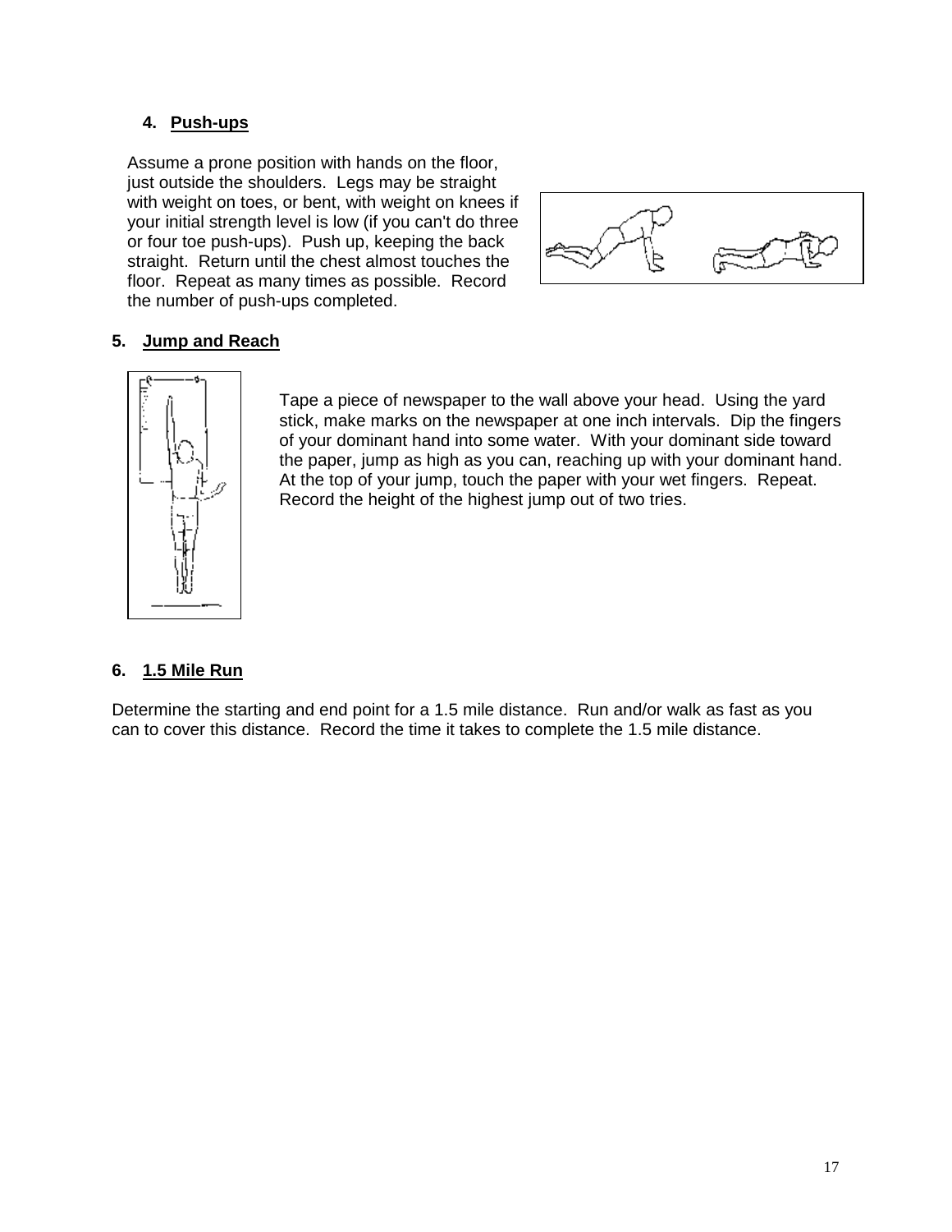### 4. Push-ups

Assume a prone position with hands on the floor, just outside the shoulders. Legs may be straight with weight on toes, or bent, with weight on knees if your initial strength level is low (if you can't do three or four toe push-ups). Push up, keeping the back straight. Return until the chest almost touches the floor. Repeat as many times as possible. Record the number of push-ups completed.

### 5. Jump and Reach

Tape a piece of newspaper to the wall above your head. Using the yard stick, make marks on the newspaper at one inch intervals. Dip the fingers of your dominant hand into some water. With your dominant side toward the paper, jump as high as you can, reaching up with your dominant hand. At the top of your jump, touch the paper with your wet fingers. Repeat. Record the height of the highest jump out of two tries.

### 6. 1.5 Mile Run

Determine the starting and end point for a 1.5 mile distance. Run and/or walk as fast as you can to cover this distance. Record the time it takes to complete the 1.5 mile distance.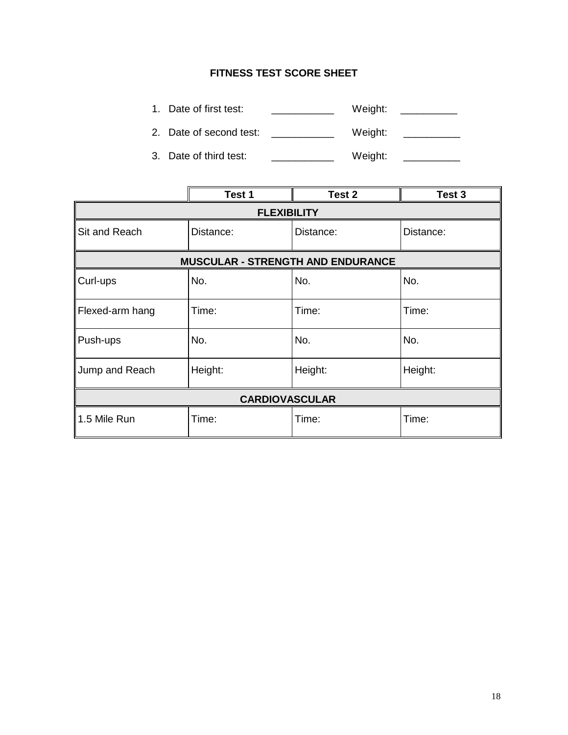## FITNESS TEST SCORE SHEET

1. Date of first test: ___________ Weight: __________
2. Date of second test: ___________ Weight: __________
3. Date of third test: ___________ Weight: __________

| | **Test 1** | **Test 2** | **Test 3** |
|---|---|---|---|
| **FLEXIBILITY** | | | |
| Sit and Reach | Distance: | Distance: | Distance: |
| **MUSCULAR - STRENGTH AND ENDURANCE** | | | |
| Curl-ups | No. | No. | No. |
| Flexed-arm hang | Time: | Time: | Time: |
| Push-ups | No. | No. | No. |
| Jump and Reach | Height: | Height: | Height: |
| **CARDIOVASCULAR** | | | |
| 1.5 Mile Run | Time: | Time: | Time: |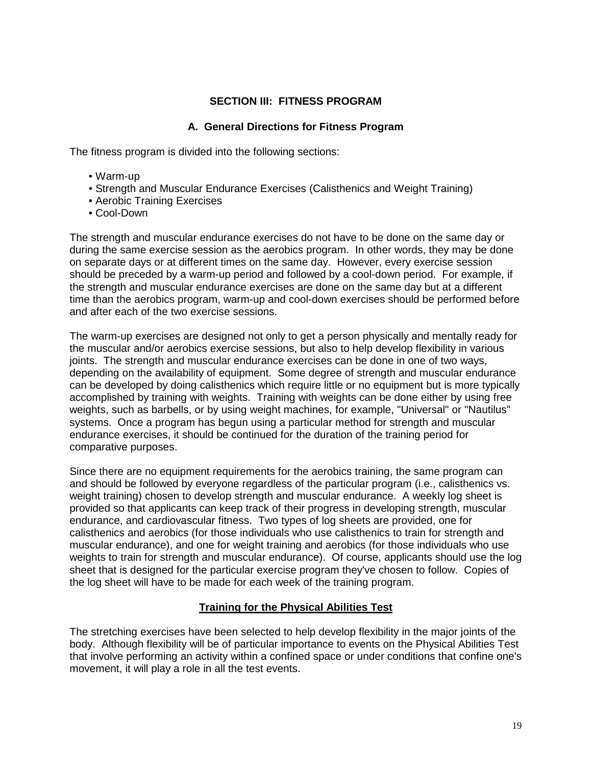## SECTION III: FITNESS PROGRAM

### A. General Directions for Fitness Program

The fitness program is divided into the following sections:

- Warm-up
- Strength and Muscular Endurance Exercises (Calisthenics and Weight Training)
- Aerobic Training Exercises
- Cool-Down

The strength and muscular endurance exercises do not have to be done on the same day or during the same exercise session as the aerobics program. In other words, they may be done on separate days or at different times on the same day. However, every exercise session should be preceded by a warm-up period and followed by a cool-down period. For example, if the strength and muscular endurance exercises are done on the same day but at a different time than the aerobics program, warm-up and cool-down exercises should be performed before and after each of the two exercise sessions.

The warm-up exercises are designed not only to get a person physically and mentally ready for the muscular and/or aerobics exercise sessions, but also to help develop flexibility in various joints. The strength and muscular endurance exercises can be done in one of two ways, depending on the availability of equipment. Some degree of strength and muscular endurance can be developed by doing calisthenics which require little or no equipment but is more typically accomplished by training with weights. Training with weights can be done either by using free weights, such as barbells, or by using weight machines, for example, "Universal" or "Nautilus" systems. Once a program has begun using a particular method for strength and muscular endurance exercises, it should be continued for the duration of the training period for comparative purposes.

Since there are no equipment requirements for the aerobics training, the same program can and should be followed by everyone regardless of the particular program (i.e., calisthenics vs. weight training) chosen to develop strength and muscular endurance. A weekly log sheet is provided so that applicants can keep track of their progress in developing strength, muscular endurance, and cardiovascular fitness. Two types of log sheets are provided, one for calisthenics and aerobics (for those individuals who use calisthenics to train for strength and muscular endurance), and one for weight training and aerobics (for those individuals who use weights to train for strength and muscular endurance). Of course, applicants should use the log sheet that is designed for the particular exercise program they've chosen to follow. Copies of the log sheet will have to be made for each week of the training program.

#### Training for the Physical Abilities Test

The stretching exercises have been selected to help develop flexibility in the major joints of the body. Although flexibility will be of particular importance to events on the Physical Abilities Test that involve performing an activity within a confined space or under conditions that confine one's movement, it will play a role in all the test events.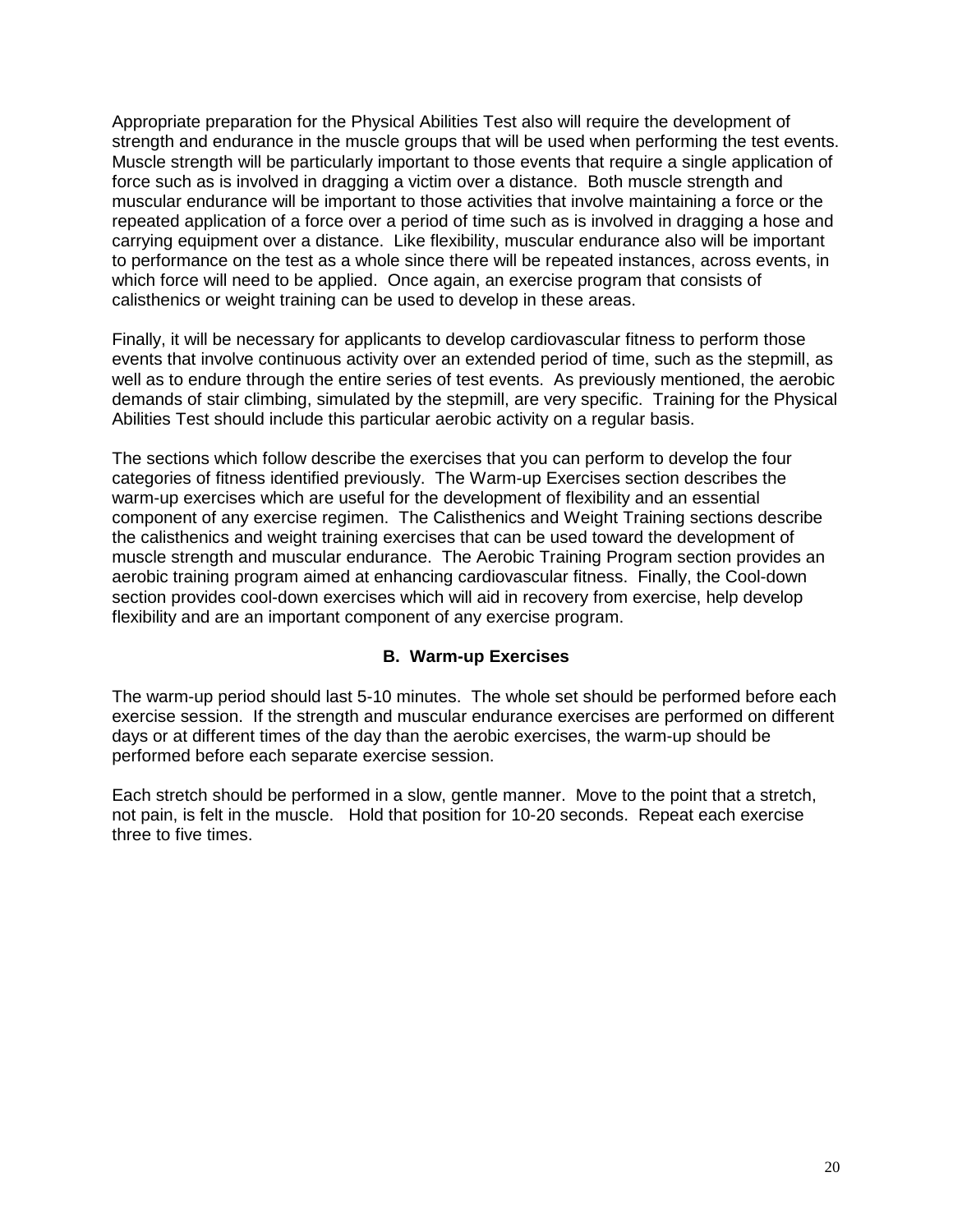Appropriate preparation for the Physical Abilities Test also will require the development of strength and endurance in the muscle groups that will be used when performing the test events. Muscle strength will be particularly important to those events that require a single application of force such as is involved in dragging a victim over a distance. Both muscle strength and muscular endurance will be important to those activities that involve maintaining a force or the repeated application of a force over a period of time such as is involved in dragging a hose and carrying equipment over a distance. Like flexibility, muscular endurance also will be important to performance on the test as a whole since there will be repeated instances, across events, in which force will need to be applied. Once again, an exercise program that consists of calisthenics or weight training can be used to develop in these areas.

Finally, it will be necessary for applicants to develop cardiovascular fitness to perform those events that involve continuous activity over an extended period of time, such as the stepmill, as well as to endure through the entire series of test events. As previously mentioned, the aerobic demands of stair climbing, simulated by the stepmill, are very specific. Training for the Physical Abilities Test should include this particular aerobic activity on a regular basis.

The sections which follow describe the exercises that you can perform to develop the four categories of fitness identified previously. The Warm-up Exercises section describes the warm-up exercises which are useful for the development of flexibility and an essential component of any exercise regimen. The Calisthenics and Weight Training sections describe the calisthenics and weight training exercises that can be used toward the development of muscle strength and muscular endurance. The Aerobic Training Program section provides an aerobic training program aimed at enhancing cardiovascular fitness. Finally, the Cool-down section provides cool-down exercises which will aid in recovery from exercise, help develop flexibility and are an important component of any exercise program.

## B. Warm-up Exercises

The warm-up period should last 5-10 minutes. The whole set should be performed before each exercise session. If the strength and muscular endurance exercises are performed on different days or at different times of the day than the aerobic exercises, the warm-up should be performed before each separate exercise session.

Each stretch should be performed in a slow, gentle manner. Move to the point that a stretch, not pain, is felt in the muscle. Hold that position for 10-20 seconds. Repeat each exercise three to five times.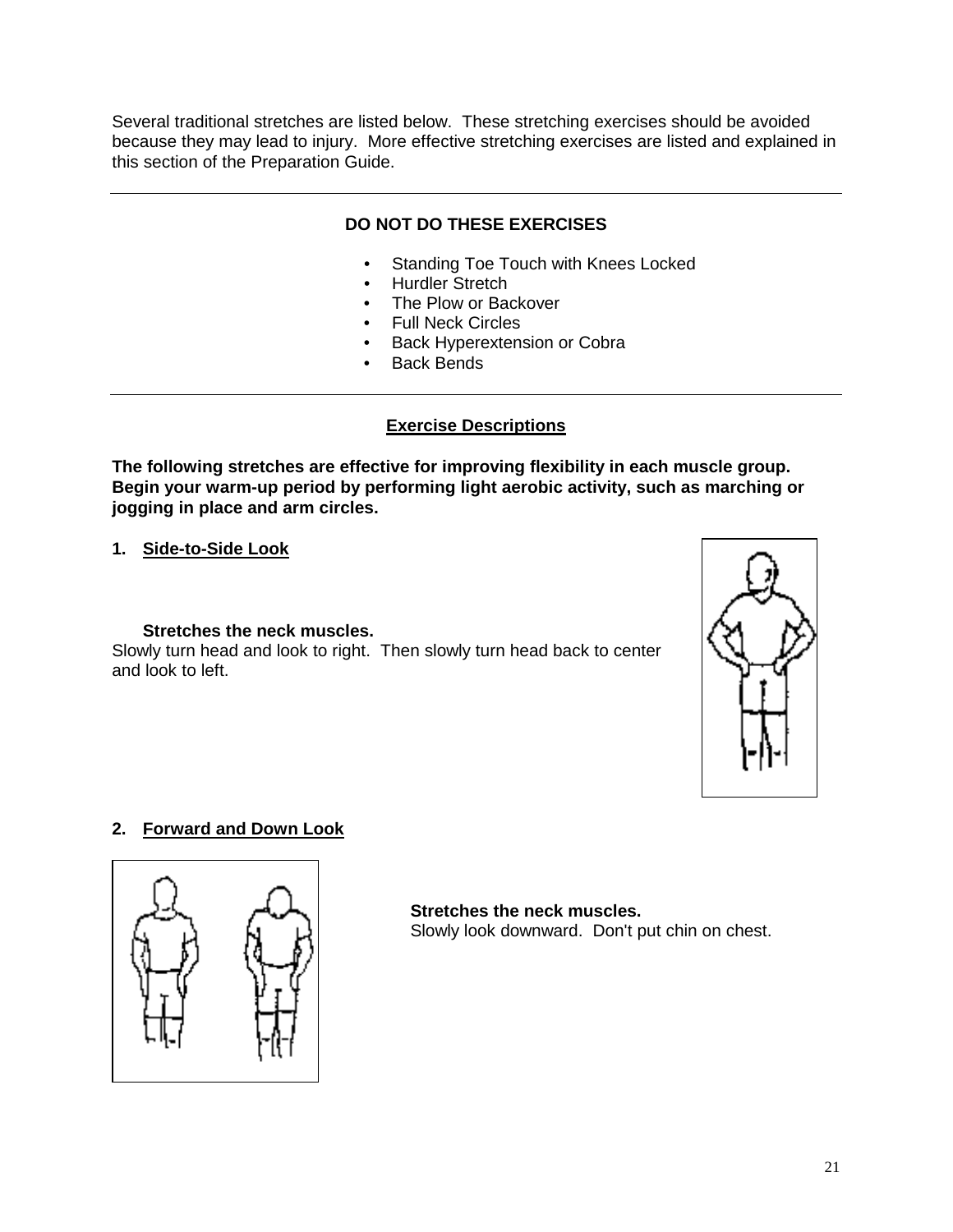Several traditional stretches are listed below. These stretching exercises should be avoided because they may lead to injury. More effective stretching exercises are listed and explained in this section of the Preparation Guide.

---

**DO NOT DO THESE EXERCISES**

- Standing Toe Touch with Knees Locked
- Hurdler Stretch
- The Plow or Backover
- Full Neck Circles
- Back Hyperextension or Cobra
- Back Bends

---

## Exercise Descriptions

**The following stretches are effective for improving flexibility in each muscle group. Begin your warm-up period by performing light aerobic activity, such as marching or jogging in place and arm circles.**

### 1. Side-to-Side Look

**Stretches the neck muscles.**
Slowly turn head and look to right. Then slowly turn head back to center and look to left.

### 2. Forward and Down Look

**Stretches the neck muscles.**
Slowly look downward. Don't put chin on chest.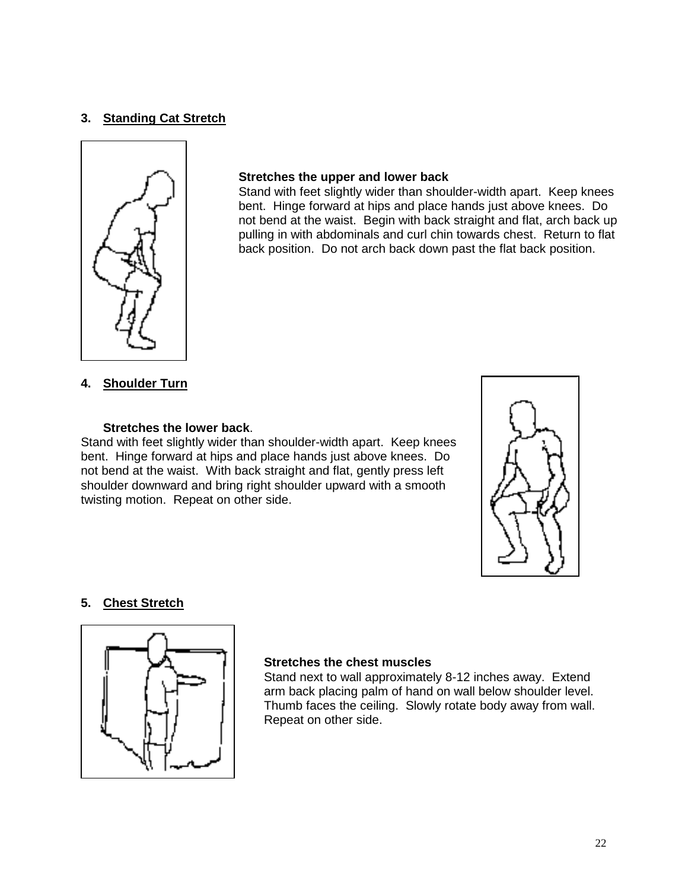### 3. Standing Cat Stretch

**Stretches the upper and lower back**

Stand with feet slightly wider than shoulder-width apart. Keep knees bent. Hinge forward at hips and place hands just above knees. Do not bend at the waist. Begin with back straight and flat, arch back up pulling in with abdominals and curl chin towards chest. Return to flat back position. Do not arch back down past the flat back position.

### 4. Shoulder Turn

**Stretches the lower back**.

Stand with feet slightly wider than shoulder-width apart. Keep knees bent. Hinge forward at hips and place hands just above knees. Do not bend at the waist. With back straight and flat, gently press left shoulder downward and bring right shoulder upward with a smooth twisting motion. Repeat on other side.

### 5. Chest Stretch

**Stretches the chest muscles**

Stand next to wall approximately 8-12 inches away. Extend arm back placing palm of hand on wall below shoulder level. Thumb faces the ceiling. Slowly rotate body away from wall. Repeat on other side.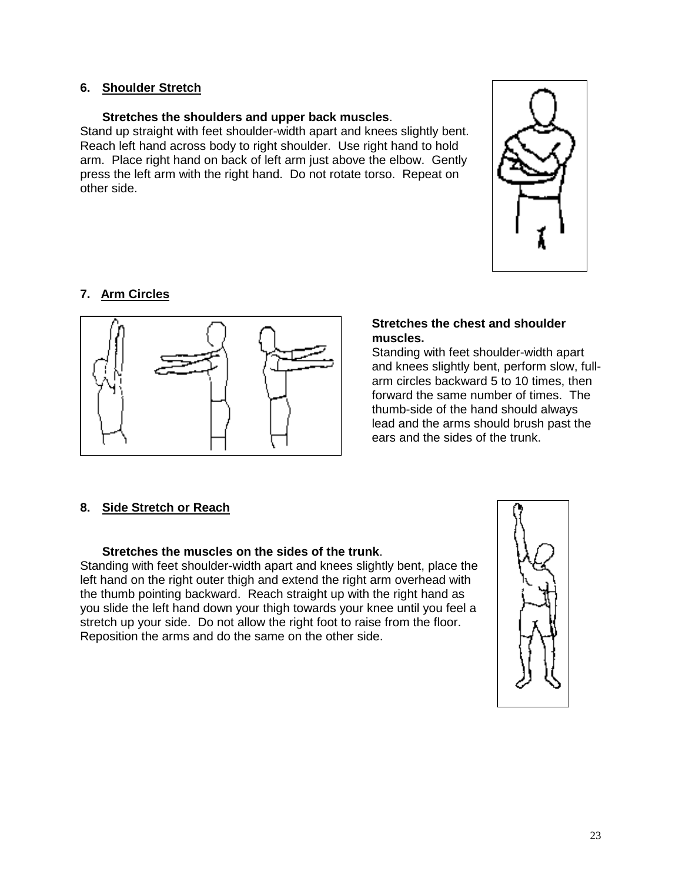### 6. Shoulder Stretch

**Stretches the shoulders and upper back muscles**.
Stand up straight with feet shoulder-width apart and knees slightly bent. Reach left hand across body to right shoulder. Use right hand to hold arm. Place right hand on back of left arm just above the elbow. Gently press the left arm with the right hand. Do not rotate torso. Repeat on other side.

### 7. Arm Circles

**Stretches the chest and shoulder muscles.**
Standing with feet shoulder-width apart and knees slightly bent, perform slow, full-arm circles backward 5 to 10 times, then forward the same number of times. The thumb-side of the hand should always lead and the arms should brush past the ears and the sides of the trunk.

### 8. Side Stretch or Reach

**Stretches the muscles on the sides of the trunk**.
Standing with feet shoulder-width apart and knees slightly bent, place the left hand on the right outer thigh and extend the right arm overhead with the thumb pointing backward. Reach straight up with the right hand as you slide the left hand down your thigh towards your knee until you feel a stretch up your side. Do not allow the right foot to raise from the floor. Reposition the arms and do the same on the other side.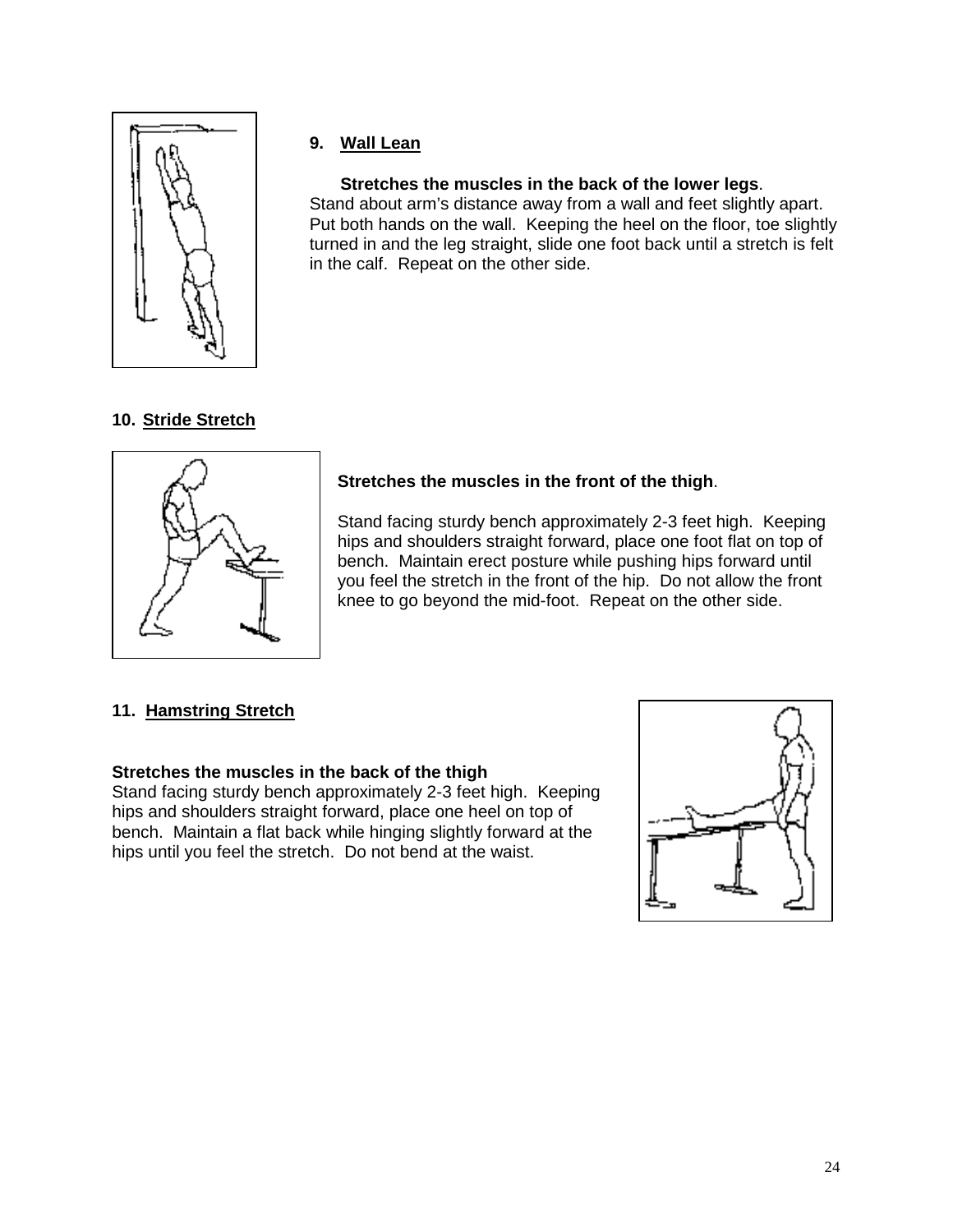**9. Wall Lean**

**Stretches the muscles in the back of the lower legs**.
Stand about arm's distance away from a wall and feet slightly apart. Put both hands on the wall. Keeping the heel on the floor, toe slightly turned in and the leg straight, slide one foot back until a stretch is felt in the calf. Repeat on the other side.

**10. Stride Stretch**

**Stretches the muscles in the front of the thigh**.

Stand facing sturdy bench approximately 2-3 feet high. Keeping hips and shoulders straight forward, place one foot flat on top of bench. Maintain erect posture while pushing hips forward until you feel the stretch in the front of the hip. Do not allow the front knee to go beyond the mid-foot. Repeat on the other side.

**11. Hamstring Stretch**

**Stretches the muscles in the back of the thigh**
Stand facing sturdy bench approximately 2-3 feet high. Keeping hips and shoulders straight forward, place one heel on top of bench. Maintain a flat back while hinging slightly forward at the hips until you feel the stretch. Do not bend at the waist.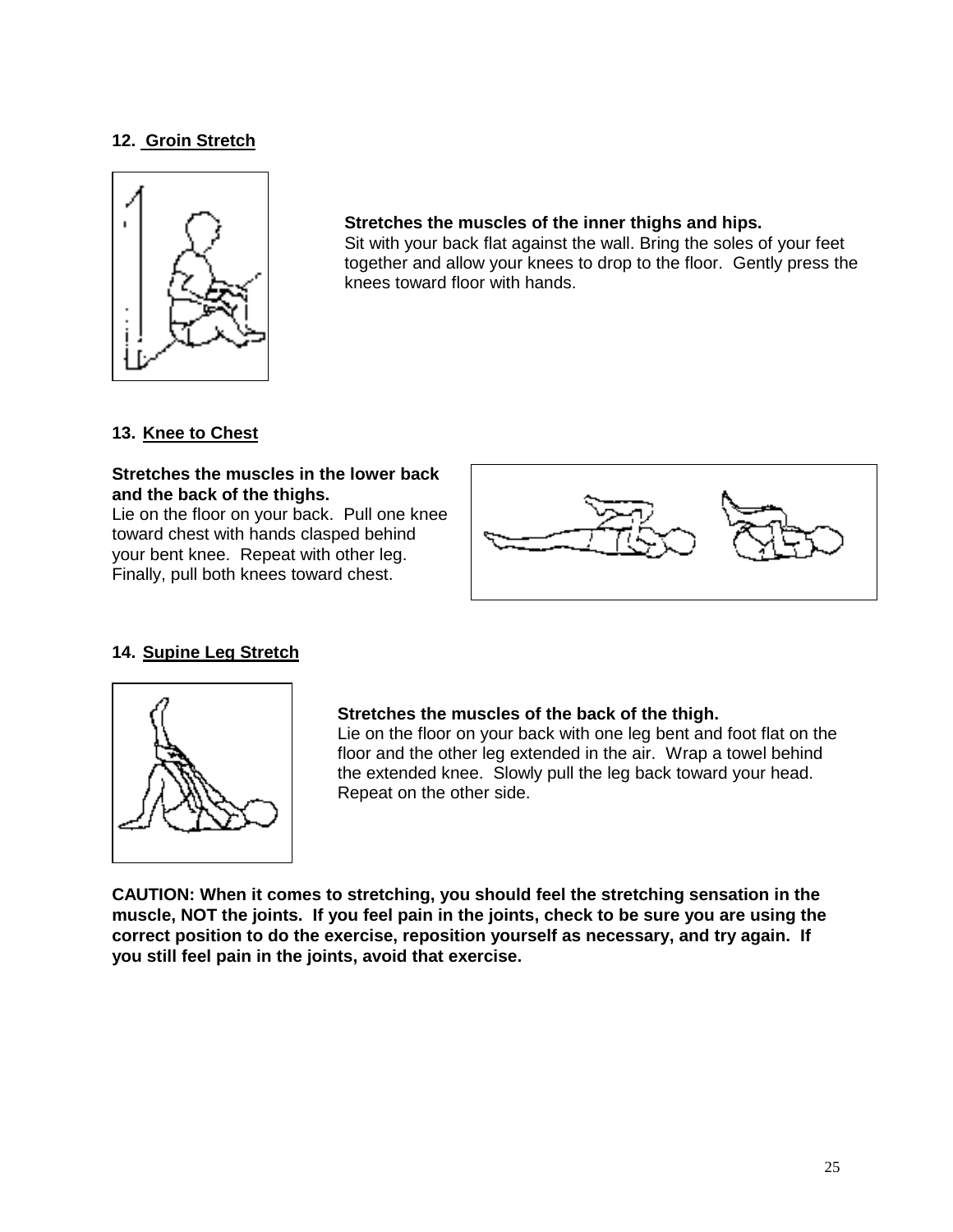### 12. Groin Stretch

**Stretches the muscles of the inner thighs and hips.**
Sit with your back flat against the wall. Bring the soles of your feet together and allow your knees to drop to the floor. Gently press the knees toward floor with hands.

### 13. Knee to Chest

**Stretches the muscles in the lower back and the back of the thighs.**
Lie on the floor on your back. Pull one knee toward chest with hands clasped behind your bent knee. Repeat with other leg. Finally, pull both knees toward chest.

### 14. Supine Leg Stretch

**Stretches the muscles of the back of the thigh.**
Lie on the floor on your back with one leg bent and foot flat on the floor and the other leg extended in the air. Wrap a towel behind the extended knee. Slowly pull the leg back toward your head. Repeat on the other side.

**CAUTION: When it comes to stretching, you should feel the stretching sensation in the muscle, NOT the joints. If you feel pain in the joints, check to be sure you are using the correct position to do the exercise, reposition yourself as necessary, and try again. If you still feel pain in the joints, avoid that exercise.**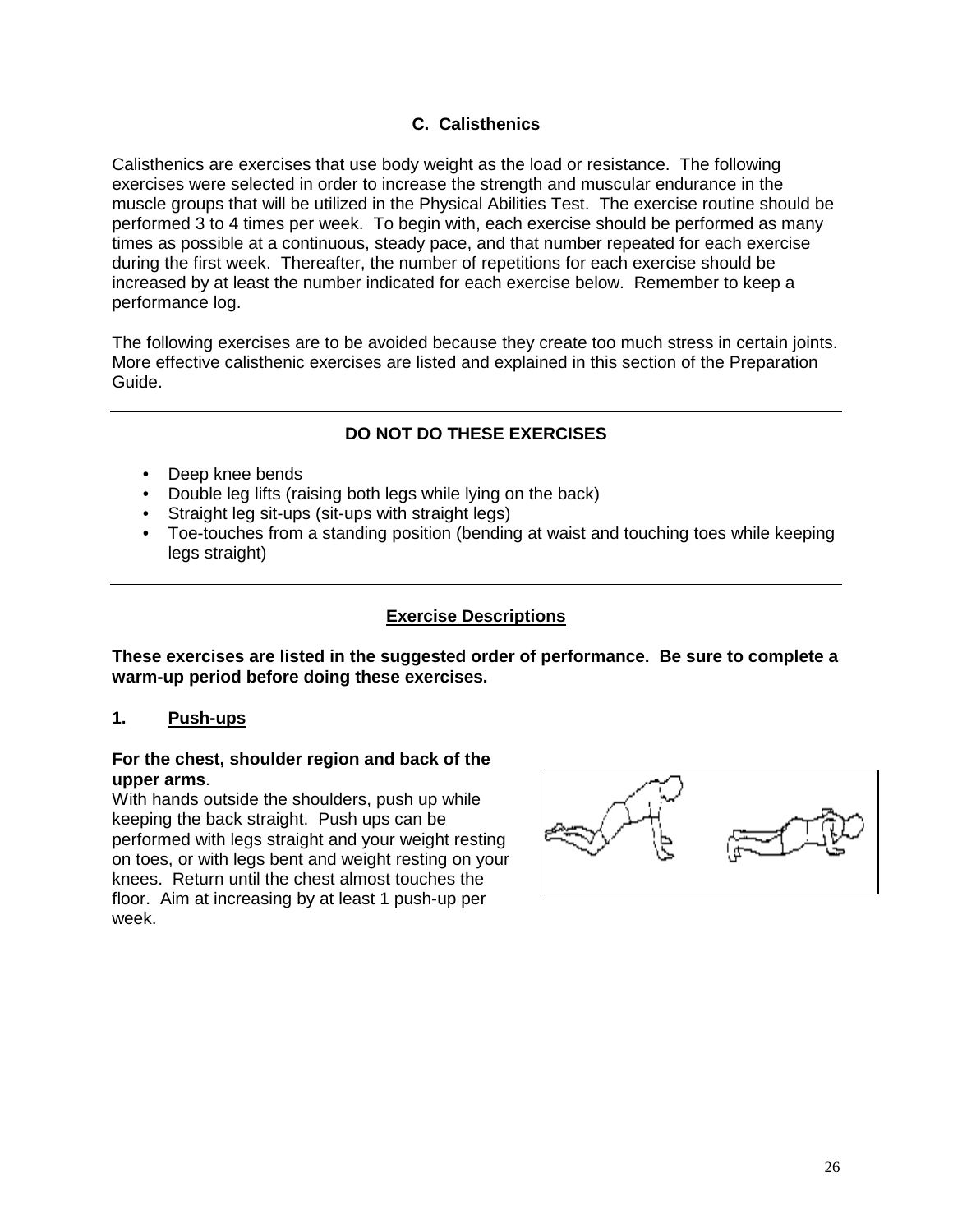## C. Calisthenics

Calisthenics are exercises that use body weight as the load or resistance. The following exercises were selected in order to increase the strength and muscular endurance in the muscle groups that will be utilized in the Physical Abilities Test. The exercise routine should be performed 3 to 4 times per week. To begin with, each exercise should be performed as many times as possible at a continuous, steady pace, and that number repeated for each exercise during the first week. Thereafter, the number of repetitions for each exercise should be increased by at least the number indicated for each exercise below. Remember to keep a performance log.

The following exercises are to be avoided because they create too much stress in certain joints. More effective calisthenic exercises are listed and explained in this section of the Preparation Guide.

---

**DO NOT DO THESE EXERCISES**

- Deep knee bends
- Double leg lifts (raising both legs while lying on the back)
- Straight leg sit-ups (sit-ups with straight legs)
- Toe-touches from a standing position (bending at waist and touching toes while keeping legs straight)

---

### Exercise Descriptions

**These exercises are listed in the suggested order of performance. Be sure to complete a warm-up period before doing these exercises.**

### 1. Push-ups

**For the chest, shoulder region and back of the upper arms**.
With hands outside the shoulders, push up while keeping the back straight. Push ups can be performed with legs straight and your weight resting on toes, or with legs bent and weight resting on your knees. Return until the chest almost touches the floor. Aim at increasing by at least 1 push-up per week.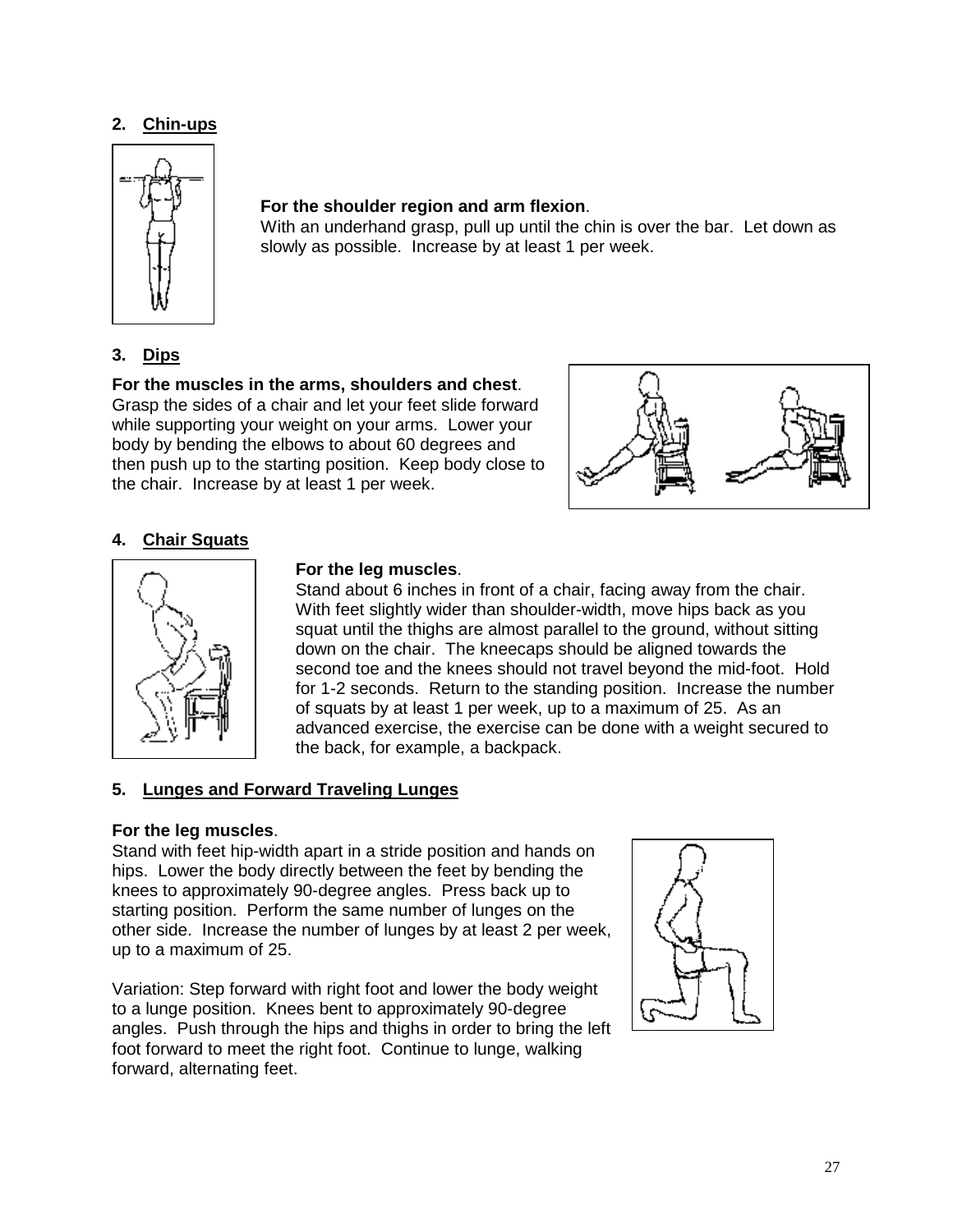### 2. Chin-ups

**For the shoulder region and arm flexion**.
With an underhand grasp, pull up until the chin is over the bar. Let down as slowly as possible. Increase by at least 1 per week.

### 3. Dips

**For the muscles in the arms, shoulders and chest**.
Grasp the sides of a chair and let your feet slide forward while supporting your weight on your arms. Lower your body by bending the elbows to about 60 degrees and then push up to the starting position. Keep body close to the chair. Increase by at least 1 per week.

### 4. Chair Squats

**For the leg muscles**.
Stand about 6 inches in front of a chair, facing away from the chair. With feet slightly wider than shoulder-width, move hips back as you squat until the thighs are almost parallel to the ground, without sitting down on the chair. The kneecaps should be aligned towards the second toe and the knees should not travel beyond the mid-foot. Hold for 1-2 seconds. Return to the standing position. Increase the number of squats by at least 1 per week, up to a maximum of 25. As an advanced exercise, the exercise can be done with a weight secured to the back, for example, a backpack.

### 5. Lunges and Forward Traveling Lunges

**For the leg muscles**.
Stand with feet hip-width apart in a stride position and hands on hips. Lower the body directly between the feet by bending the knees to approximately 90-degree angles. Press back up to starting position. Perform the same number of lunges on the other side. Increase the number of lunges by at least 2 per week, up to a maximum of 25.

Variation: Step forward with right foot and lower the body weight to a lunge position. Knees bent to approximately 90-degree angles. Push through the hips and thighs in order to bring the left foot forward to meet the right foot. Continue to lunge, walking forward, alternating feet.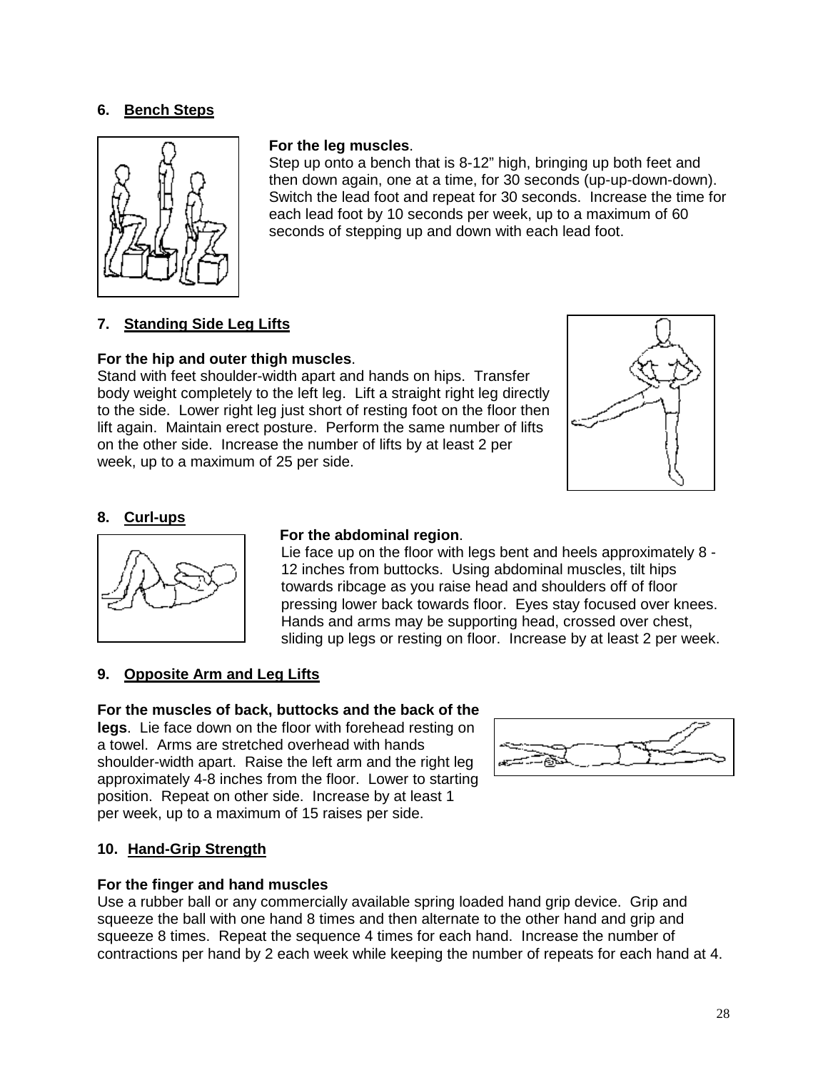### 6. Bench Steps

**For the leg muscles**.

Step up onto a bench that is 8-12" high, bringing up both feet and then down again, one at a time, for 30 seconds (up-up-down-down). Switch the lead foot and repeat for 30 seconds. Increase the time for each lead foot by 10 seconds per week, up to a maximum of 60 seconds of stepping up and down with each lead foot.

### 7. Standing Side Leg Lifts

**For the hip and outer thigh muscles**.

Stand with feet shoulder-width apart and hands on hips. Transfer body weight completely to the left leg. Lift a straight right leg directly to the side. Lower right leg just short of resting foot on the floor then lift again. Maintain erect posture. Perform the same number of lifts on the other side. Increase the number of lifts by at least 2 per week, up to a maximum of 25 per side.

### 8. Curl-ups

**For the abdominal region**.

Lie face up on the floor with legs bent and heels approximately 8 - 12 inches from buttocks. Using abdominal muscles, tilt hips towards ribcage as you raise head and shoulders off of floor pressing lower back towards floor. Eyes stay focused over knees. Hands and arms may be supporting head, crossed over chest, sliding up legs or resting on floor. Increase by at least 2 per week.

### 9. Opposite Arm and Leg Lifts

**For the muscles of back, buttocks and the back of the legs**. Lie face down on the floor with forehead resting on a towel. Arms are stretched overhead with hands shoulder-width apart. Raise the left arm and the right leg approximately 4-8 inches from the floor. Lower to starting position. Repeat on other side. Increase by at least 1 per week, up to a maximum of 15 raises per side.

### 10. Hand-Grip Strength

**For the finger and hand muscles**

Use a rubber ball or any commercially available spring loaded hand grip device. Grip and squeeze the ball with one hand 8 times and then alternate to the other hand and grip and squeeze 8 times. Repeat the sequence 4 times for each hand. Increase the number of contractions per hand by 2 each week while keeping the number of repeats for each hand at 4.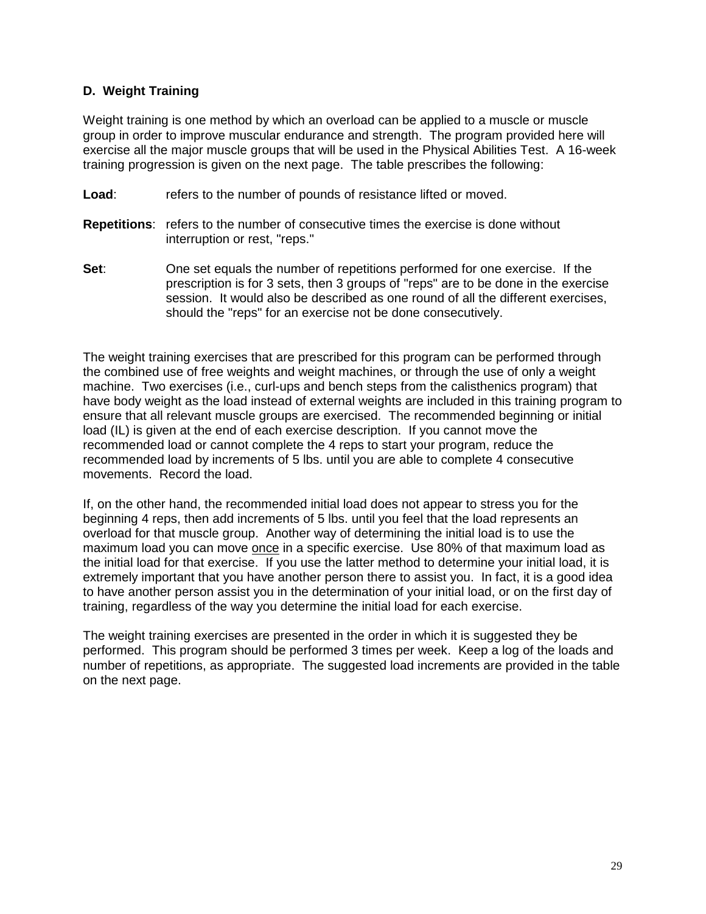### D. Weight Training

Weight training is one method by which an overload can be applied to a muscle or muscle group in order to improve muscular endurance and strength. The program provided here will exercise all the major muscle groups that will be used in the Physical Abilities Test. A 16-week training progression is given on the next page. The table prescribes the following:

**Load**: refers to the number of pounds of resistance lifted or moved.

**Repetitions**: refers to the number of consecutive times the exercise is done without interruption or rest, "reps."

**Set**: One set equals the number of repetitions performed for one exercise. If the prescription is for 3 sets, then 3 groups of "reps" are to be done in the exercise session. It would also be described as one round of all the different exercises, should the "reps" for an exercise not be done consecutively.

The weight training exercises that are prescribed for this program can be performed through the combined use of free weights and weight machines, or through the use of only a weight machine. Two exercises (i.e., curl-ups and bench steps from the calisthenics program) that have body weight as the load instead of external weights are included in this training program to ensure that all relevant muscle groups are exercised. The recommended beginning or initial load (IL) is given at the end of each exercise description. If you cannot move the recommended load or cannot complete the 4 reps to start your program, reduce the recommended load by increments of 5 lbs. until you are able to complete 4 consecutive movements. Record the load.

If, on the other hand, the recommended initial load does not appear to stress you for the beginning 4 reps, then add increments of 5 lbs. until you feel that the load represents an overload for that muscle group. Another way of determining the initial load is to use the maximum load you can move once in a specific exercise. Use 80% of that maximum load as the initial load for that exercise. If you use the latter method to determine your initial load, it is extremely important that you have another person there to assist you. In fact, it is a good idea to have another person assist you in the determination of your initial load, or on the first day of training, regardless of the way you determine the initial load for each exercise.

The weight training exercises are presented in the order in which it is suggested they be performed. This program should be performed 3 times per week. Keep a log of the loads and number of repetitions, as appropriate. The suggested load increments are provided in the table on the next page.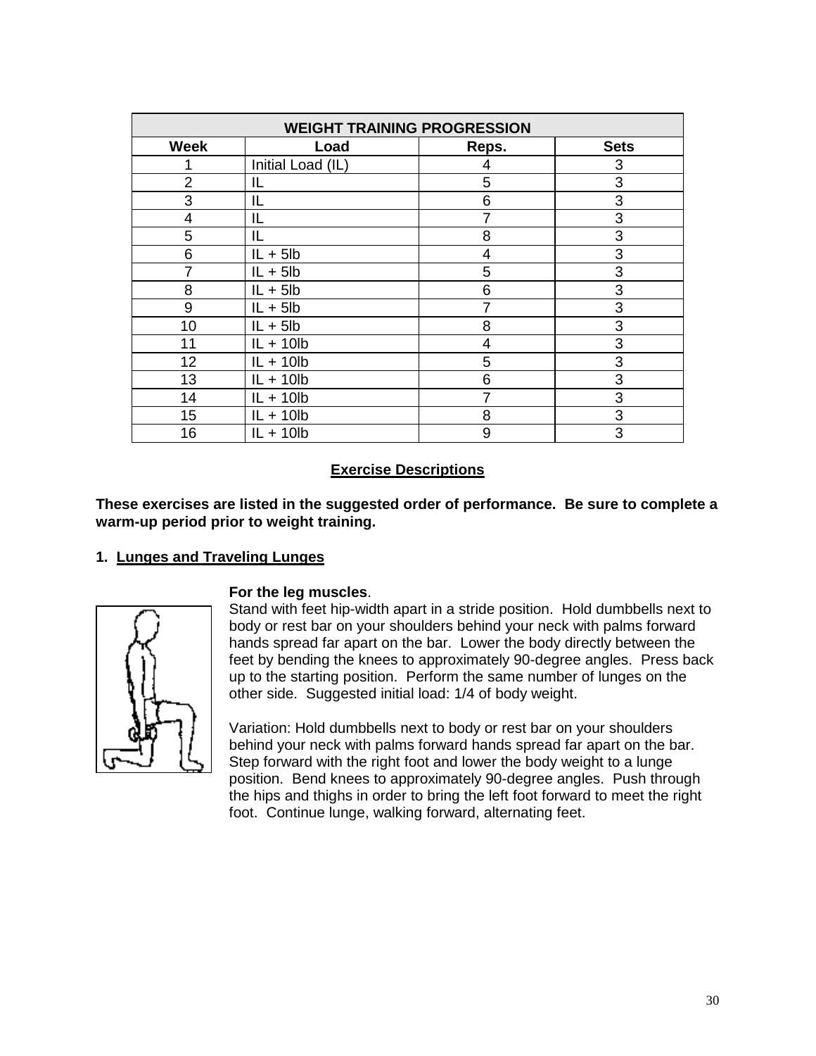| WEIGHT TRAINING PROGRESSION | | | |
|---|---|---|---|
| **Week** | **Load** | **Reps.** | **Sets** |
| 1 | Initial Load (IL) | 4 | 3 |
| 2 | IL | 5 | 3 |
| 3 | IL | 6 | 3 |
| 4 | IL | 7 | 3 |
| 5 | IL | 8 | 3 |
| 6 | IL + 5lb | 4 | 3 |
| 7 | IL + 5lb | 5 | 3 |
| 8 | IL + 5lb | 6 | 3 |
| 9 | IL + 5lb | 7 | 3 |
| 10 | IL + 5lb | 8 | 3 |
| 11 | IL + 10lb | 4 | 3 |
| 12 | IL + 10lb | 5 | 3 |
| 13 | IL + 10lb | 6 | 3 |
| 14 | IL + 10lb | 7 | 3 |
| 15 | IL + 10lb | 8 | 3 |
| 16 | IL + 10lb | 9 | 3 |

## Exercise Descriptions

**These exercises are listed in the suggested order of performance. Be sure to complete a warm-up period prior to weight training.**

### 1. Lunges and Traveling Lunges

**For the leg muscles**.

Stand with feet hip-width apart in a stride position. Hold dumbbells next to body or rest bar on your shoulders behind your neck with palms forward hands spread far apart on the bar. Lower the body directly between the feet by bending the knees to approximately 90-degree angles. Press back up to the starting position. Perform the same number of lunges on the other side. Suggested initial load: 1/4 of body weight.

Variation: Hold dumbbells next to body or rest bar on your shoulders behind your neck with palms forward hands spread far apart on the bar. Step forward with the right foot and lower the body weight to a lunge position. Bend knees to approximately 90-degree angles. Push through the hips and thighs in order to bring the left foot forward to meet the right foot. Continue lunge, walking forward, alternating feet.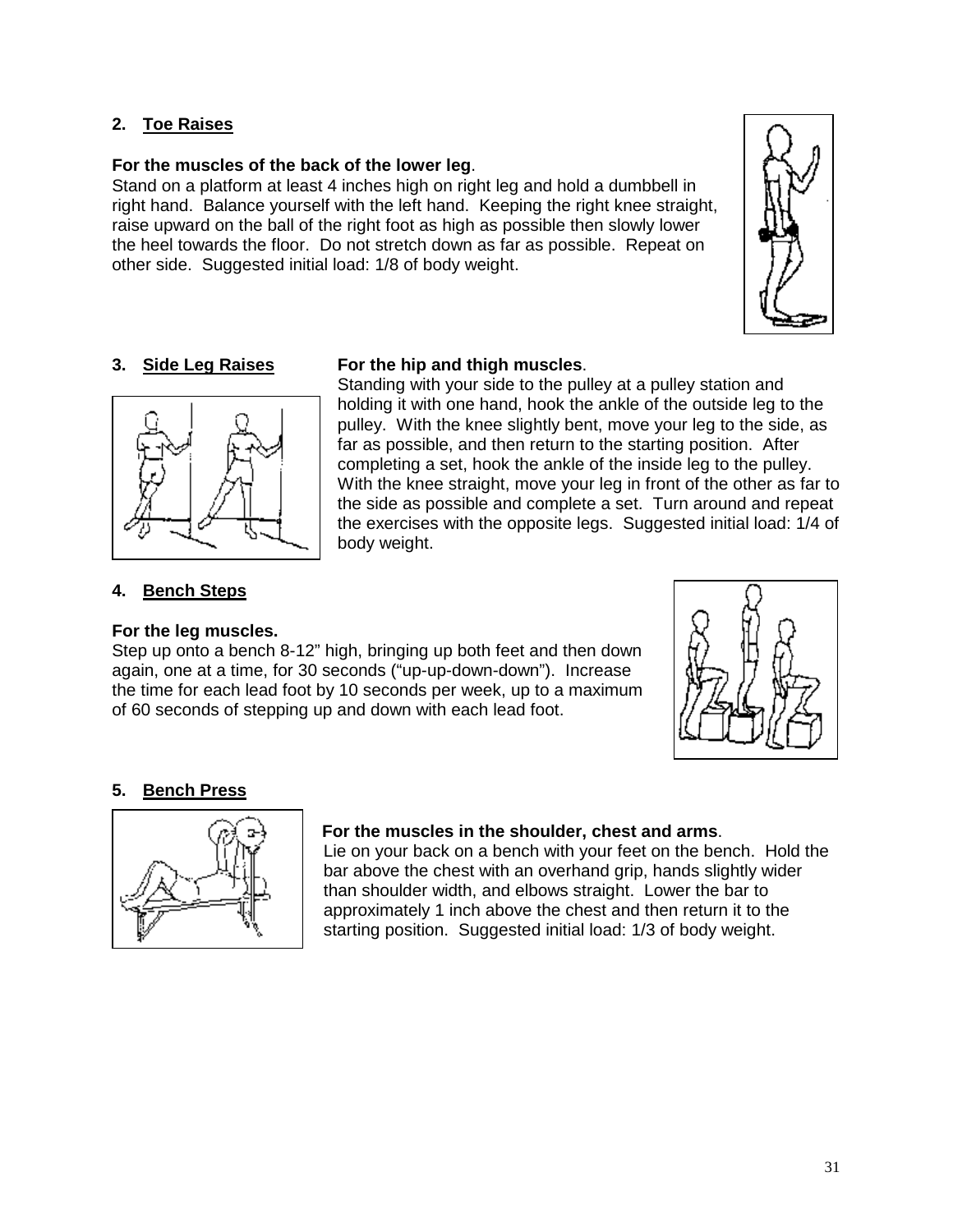## 2. Toe Raises

**For the muscles of the back of the lower leg**.
Stand on a platform at least 4 inches high on right leg and hold a dumbbell in right hand. Balance yourself with the left hand. Keeping the right knee straight, raise upward on the ball of the right foot as high as possible then slowly lower the heel towards the floor. Do not stretch down as far as possible. Repeat on other side. Suggested initial load: 1/8 of body weight.

## 3. Side Leg Raises

**For the hip and thigh muscles**.
Standing with your side to the pulley at a pulley station and holding it with one hand, hook the ankle of the outside leg to the pulley. With the knee slightly bent, move your leg to the side, as far as possible, and then return to the starting position. After completing a set, hook the ankle of the inside leg to the pulley. With the knee straight, move your leg in front of the other as far to the side as possible and complete a set. Turn around and repeat the exercises with the opposite legs. Suggested initial load: 1/4 of body weight.

## 4. Bench Steps

**For the leg muscles.**
Step up onto a bench 8-12" high, bringing up both feet and then down again, one at a time, for 30 seconds ("up-up-down-down"). Increase the time for each lead foot by 10 seconds per week, up to a maximum of 60 seconds of stepping up and down with each lead foot.

## 5. Bench Press

**For the muscles in the shoulder, chest and arms**.
Lie on your back on a bench with your feet on the bench. Hold the bar above the chest with an overhand grip, hands slightly wider than shoulder width, and elbows straight. Lower the bar to approximately 1 inch above the chest and then return it to the starting position. Suggested initial load: 1/3 of body weight.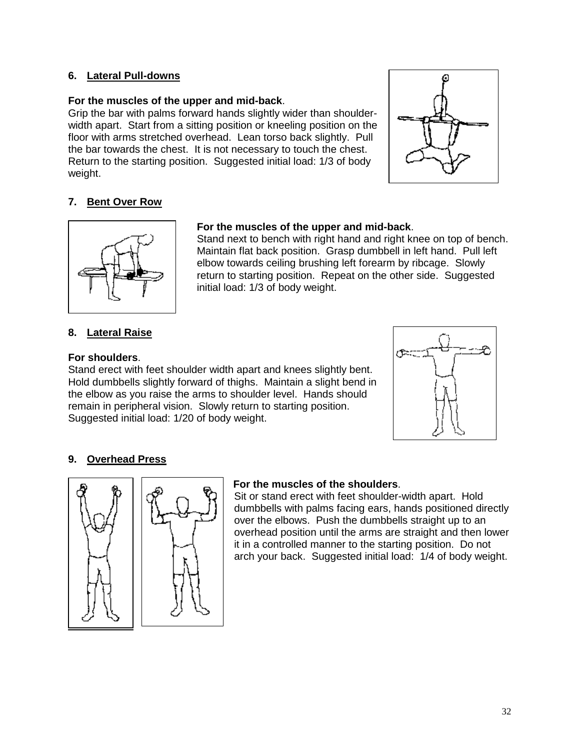### 6. Lateral Pull-downs

**For the muscles of the upper and mid-back**.
Grip the bar with palms forward hands slightly wider than shoulder-width apart. Start from a sitting position or kneeling position on the floor with arms stretched overhead. Lean torso back slightly. Pull the bar towards the chest. It is not necessary to touch the chest. Return to the starting position. Suggested initial load: 1/3 of body weight.

### 7. Bent Over Row

**For the muscles of the upper and mid-back**.
Stand next to bench with right hand and right knee on top of bench. Maintain flat back position. Grasp dumbbell in left hand. Pull left elbow towards ceiling brushing left forearm by ribcage. Slowly return to starting position. Repeat on the other side. Suggested initial load: 1/3 of body weight.

### 8. Lateral Raise

**For shoulders**.
Stand erect with feet shoulder width apart and knees slightly bent. Hold dumbbells slightly forward of thighs. Maintain a slight bend in the elbow as you raise the arms to shoulder level. Hands should remain in peripheral vision. Slowly return to starting position. Suggested initial load: 1/20 of body weight.

### 9. Overhead Press

**For the muscles of the shoulders**.
Sit or stand erect with feet shoulder-width apart. Hold dumbbells with palms facing ears, hands positioned directly over the elbows. Push the dumbbells straight up to an overhead position until the arms are straight and then lower it in a controlled manner to the starting position. Do not arch your back. Suggested initial load: 1/4 of body weight.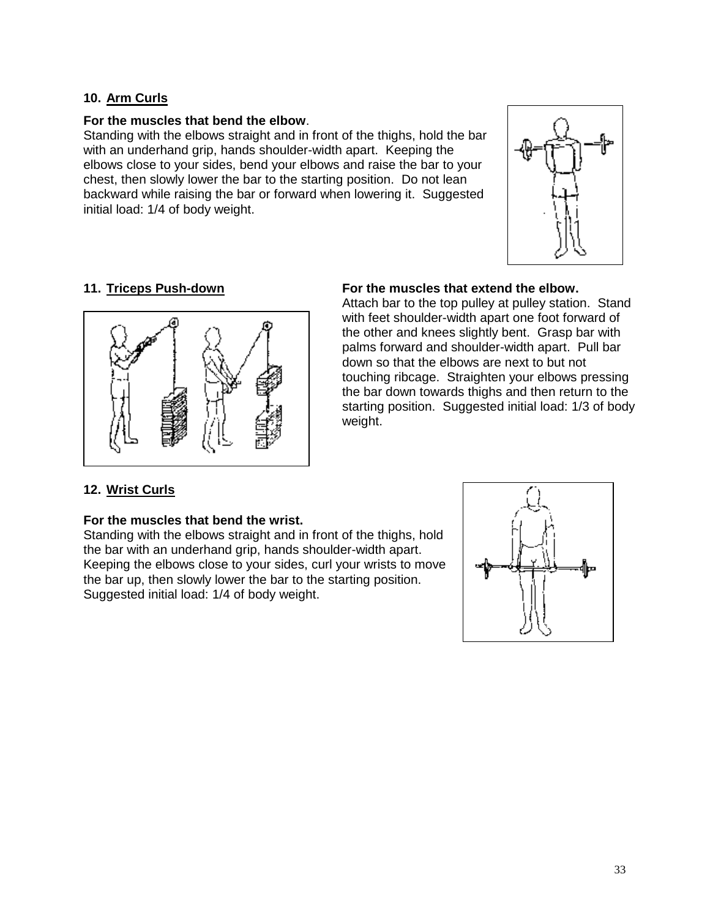### 10. Arm Curls

**For the muscles that bend the elbow**.
Standing with the elbows straight and in front of the thighs, hold the bar with an underhand grip, hands shoulder-width apart. Keeping the elbows close to your sides, bend your elbows and raise the bar to your chest, then slowly lower the bar to the starting position. Do not lean backward while raising the bar or forward when lowering it. Suggested initial load: 1/4 of body weight.

### 11. Triceps Push-down

**For the muscles that extend the elbow.**
Attach bar to the top pulley at pulley station. Stand with feet shoulder-width apart one foot forward of the other and knees slightly bent. Grasp bar with palms forward and shoulder-width apart. Pull bar down so that the elbows are next to but not touching ribcage. Straighten your elbows pressing the bar down towards thighs and then return to the starting position. Suggested initial load: 1/3 of body weight.

### 12. Wrist Curls

**For the muscles that bend the wrist.**
Standing with the elbows straight and in front of the thighs, hold the bar with an underhand grip, hands shoulder-width apart. Keeping the elbows close to your sides, curl your wrists to move the bar up, then slowly lower the bar to the starting position. Suggested initial load: 1/4 of body weight.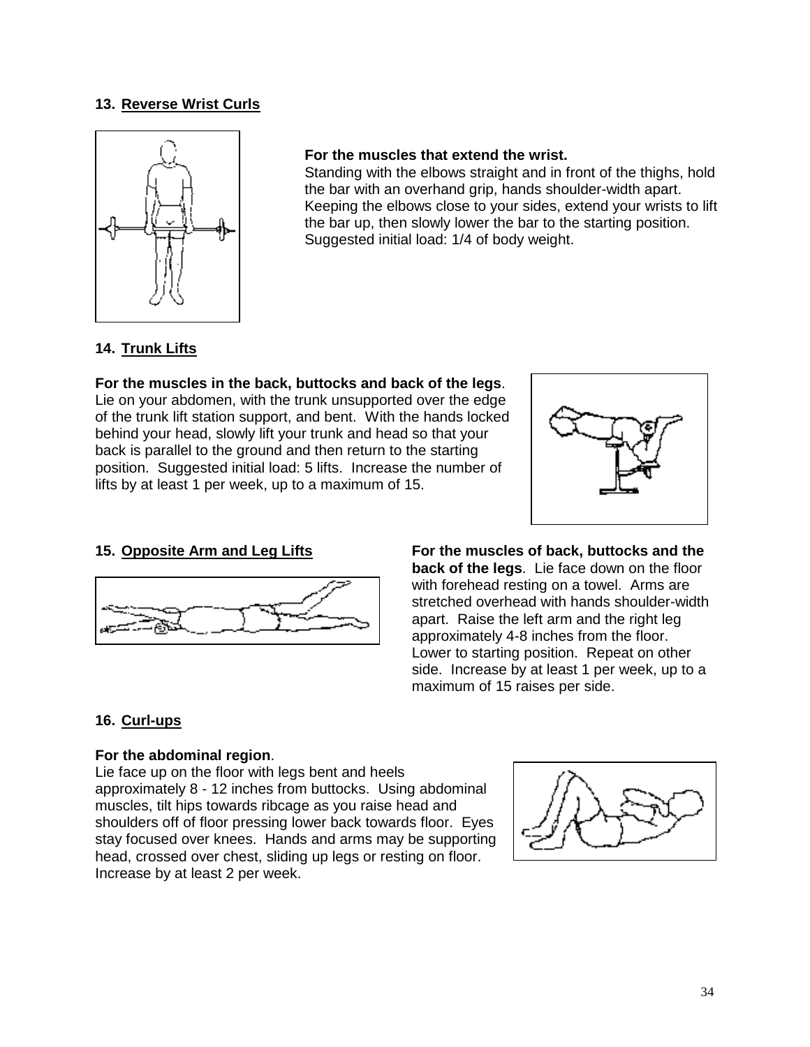### 13. Reverse Wrist Curls

**For the muscles that extend the wrist.**
Standing with the elbows straight and in front of the thighs, hold the bar with an overhand grip, hands shoulder-width apart. Keeping the elbows close to your sides, extend your wrists to lift the bar up, then slowly lower the bar to the starting position. Suggested initial load: 1/4 of body weight.

### 14. Trunk Lifts

**For the muscles in the back, buttocks and back of the legs**. Lie on your abdomen, with the trunk unsupported over the edge of the trunk lift station support, and bent. With the hands locked behind your head, slowly lift your trunk and head so that your back is parallel to the ground and then return to the starting position. Suggested initial load: 5 lifts. Increase the number of lifts by at least 1 per week, up to a maximum of 15.

### 15. Opposite Arm and Leg Lifts

**For the muscles of back, buttocks and the back of the legs**. Lie face down on the floor with forehead resting on a towel. Arms are stretched overhead with hands shoulder-width apart. Raise the left arm and the right leg approximately 4-8 inches from the floor. Lower to starting position. Repeat on other side. Increase by at least 1 per week, up to a maximum of 15 raises per side.

### 16. Curl-ups

**For the abdominal region**.
Lie face up on the floor with legs bent and heels approximately 8 - 12 inches from buttocks. Using abdominal muscles, tilt hips towards ribcage as you raise head and shoulders off of floor pressing lower back towards floor. Eyes stay focused over knees. Hands and arms may be supporting head, crossed over chest, sliding up legs or resting on floor. Increase by at least 2 per week.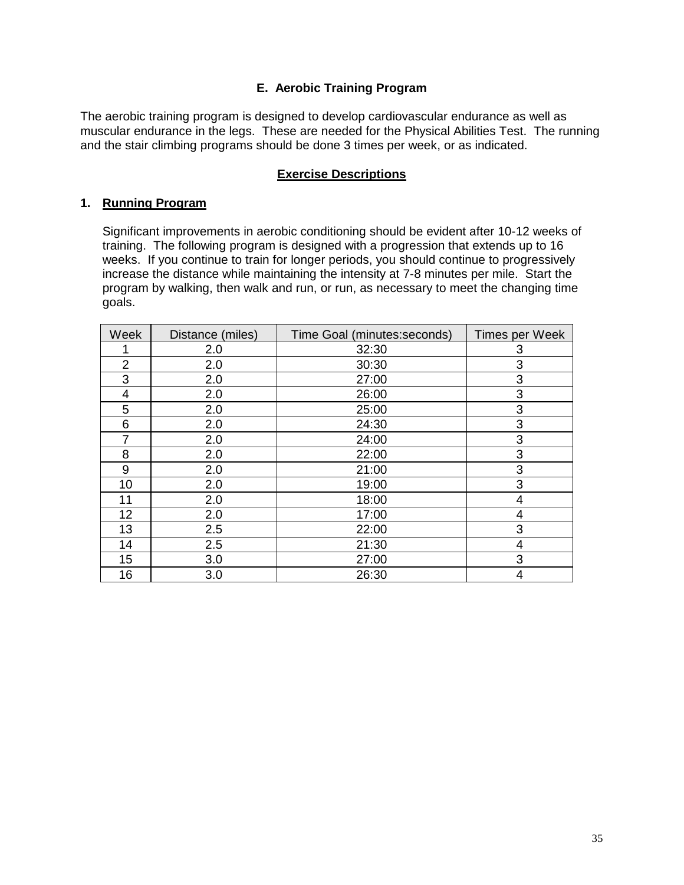## E. Aerobic Training Program

The aerobic training program is designed to develop cardiovascular endurance as well as muscular endurance in the legs. These are needed for the Physical Abilities Test. The running and the stair climbing programs should be done 3 times per week, or as indicated.

### Exercise Descriptions

**1. Running Program**

Significant improvements in aerobic conditioning should be evident after 10-12 weeks of training. The following program is designed with a progression that extends up to 16 weeks. If you continue to train for longer periods, you should continue to progressively increase the distance while maintaining the intensity at 7-8 minutes per mile. Start the program by walking, then walk and run, or run, as necessary to meet the changing time goals.

| Week | Distance (miles) | Time Goal (minutes:seconds) | Times per Week |
|---|---|---|---|
| 1 | 2.0 | 32:30 | 3 |
| 2 | 2.0 | 30:30 | 3 |
| 3 | 2.0 | 27:00 | 3 |
| 4 | 2.0 | 26:00 | 3 |
| 5 | 2.0 | 25:00 | 3 |
| 6 | 2.0 | 24:30 | 3 |
| 7 | 2.0 | 24:00 | 3 |
| 8 | 2.0 | 22:00 | 3 |
| 9 | 2.0 | 21:00 | 3 |
| 10 | 2.0 | 19:00 | 3 |
| 11 | 2.0 | 18:00 | 4 |
| 12 | 2.0 | 17:00 | 4 |
| 13 | 2.5 | 22:00 | 3 |
| 14 | 2.5 | 21:30 | 4 |
| 15 | 3.0 | 27:00 | 3 |
| 16 | 3.0 | 26:30 | 4 |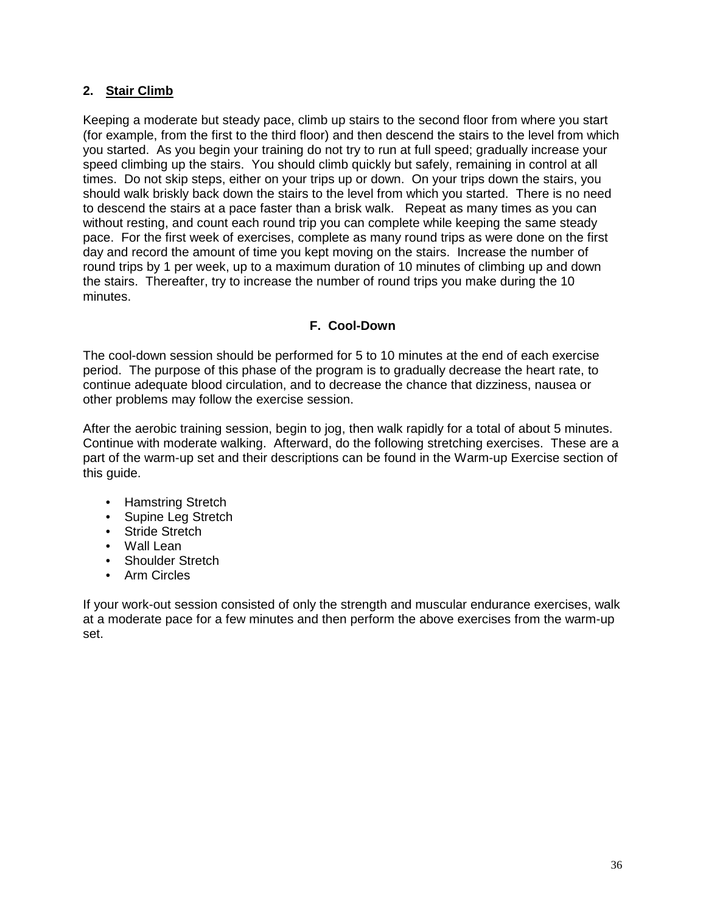### 2. <u>Stair Climb</u>

Keeping a moderate but steady pace, climb up stairs to the second floor from where you start (for example, from the first to the third floor) and then descend the stairs to the level from which you started. As you begin your training do not try to run at full speed; gradually increase your speed climbing up the stairs. You should climb quickly but safely, remaining in control at all times. Do not skip steps, either on your trips up or down. On your trips down the stairs, you should walk briskly back down the stairs to the level from which you started. There is no need to descend the stairs at a pace faster than a brisk walk. Repeat as many times as you can without resting, and count each round trip you can complete while keeping the same steady pace. For the first week of exercises, complete as many round trips as were done on the first day and record the amount of time you kept moving on the stairs. Increase the number of round trips by 1 per week, up to a maximum duration of 10 minutes of climbing up and down the stairs. Thereafter, try to increase the number of round trips you make during the 10 minutes.

## F. Cool-Down

The cool-down session should be performed for 5 to 10 minutes at the end of each exercise period. The purpose of this phase of the program is to gradually decrease the heart rate, to continue adequate blood circulation, and to decrease the chance that dizziness, nausea or other problems may follow the exercise session.

After the aerobic training session, begin to jog, then walk rapidly for a total of about 5 minutes. Continue with moderate walking. Afterward, do the following stretching exercises. These are a part of the warm-up set and their descriptions can be found in the Warm-up Exercise section of this guide.

- Hamstring Stretch
- Supine Leg Stretch
- Stride Stretch
- Wall Lean
- Shoulder Stretch
- Arm Circles

If your work-out session consisted of only the strength and muscular endurance exercises, walk at a moderate pace for a few minutes and then perform the above exercises from the warm-up set.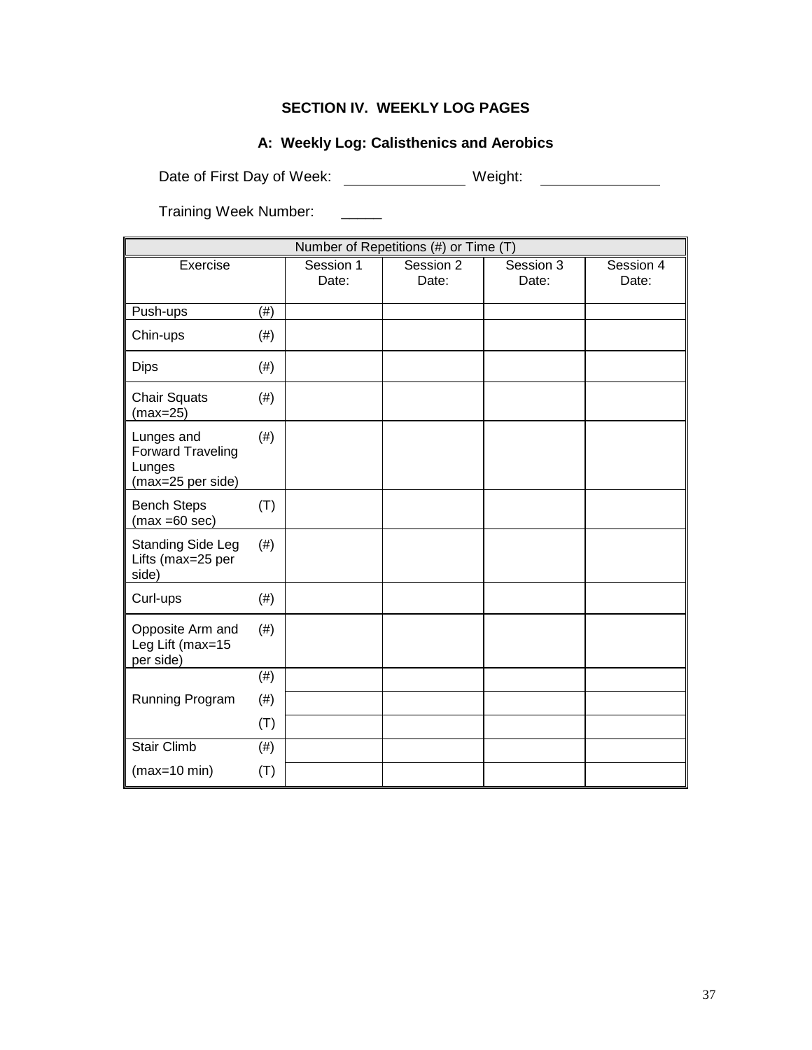## SECTION IV. WEEKLY LOG PAGES

### A: Weekly Log: Calisthenics and Aerobics

Date of First Day of Week: ______________ Weight: ______________

Training Week Number: _____

| Number of Repetitions (#) or Time (T) | | | | | |
|---|---|---|---|---|---|
| Exercise | | Session 1 Date: | Session 2 Date: | Session 3 Date: | Session 4 Date: |
| Push-ups | (#) | | | | |
| Chin-ups | (#) | | | | |
| Dips | (#) | | | | |
| Chair Squats (max=25) | (#) | | | | |
| Lunges and Forward Traveling Lunges (max=25 per side) | (#) | | | | |
| Bench Steps (max =60 sec) | (T) | | | | |
| Standing Side Leg Lifts (max=25 per side) | (#) | | | | |
| Curl-ups | (#) | | | | |
| Opposite Arm and Leg Lift (max=15 per side) | (#) | | | | |
| | (#) | | | | |
| Running Program | (#) | | | | |
| | (T) | | | | |
| Stair Climb | (#) | | | | |
| (max=10 min) | (T) | | | | |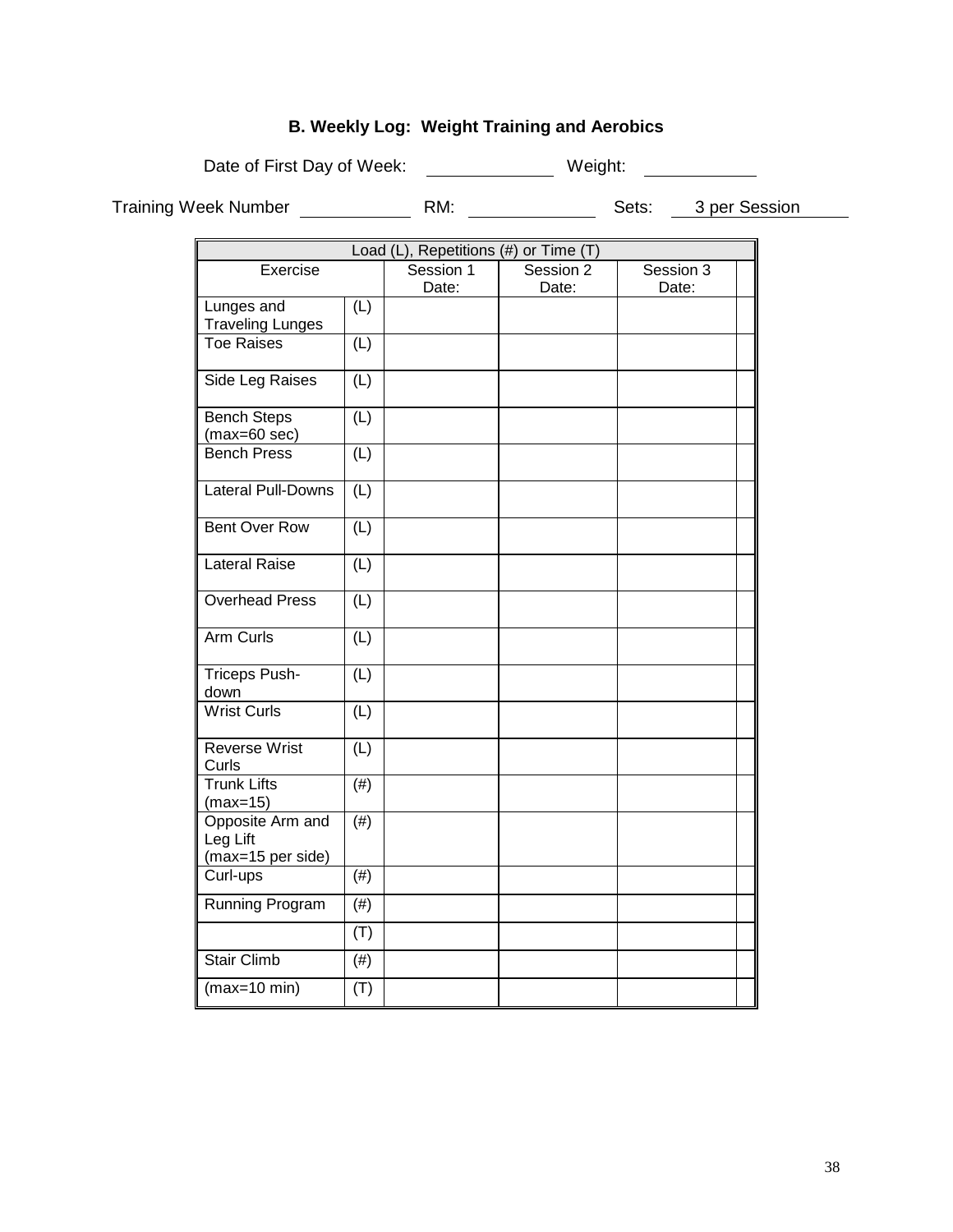### B. Weekly Log: Weight Training and Aerobics

Date of First Day of Week: ____________ Weight: ___________

Training Week Number ___________ RM: ____________ Sets: 3 per Session

| Load (L), Repetitions (#) or Time (T) | | | | | |
|---|---|---|---|---|---|
| Exercise | | Session 1 Date: | Session 2 Date: | Session 3 Date: | |
| Lunges and Traveling Lunges | (L) | | | | |
| Toe Raises | (L) | | | | |
| Side Leg Raises | (L) | | | | |
| Bench Steps (max=60 sec) | (L) | | | | |
| Bench Press | (L) | | | | |
| Lateral Pull-Downs | (L) | | | | |
| Bent Over Row | (L) | | | | |
| Lateral Raise | (L) | | | | |
| Overhead Press | (L) | | | | |
| Arm Curls | (L) | | | | |
| Triceps Push-down | (L) | | | | |
| Wrist Curls | (L) | | | | |
| Reverse Wrist Curls | (L) | | | | |
| Trunk Lifts (max=15) | (#) | | | | |
| Opposite Arm and Leg Lift (max=15 per side) | (#) | | | | |
| Curl-ups | (#) | | | | |
| Running Program | (#) | | | | |
| | (T) | | | | |
| Stair Climb | (#) | | | | |
| (max=10 min) | (T) | | | | |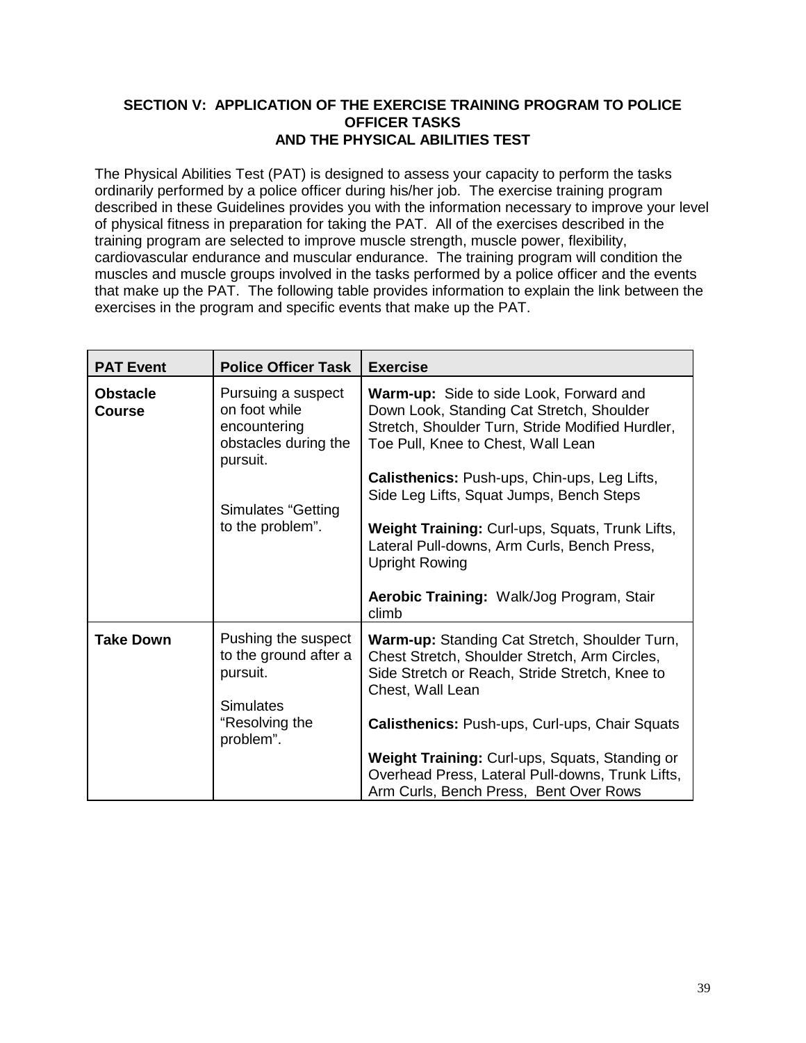## SECTION V: APPLICATION OF THE EXERCISE TRAINING PROGRAM TO POLICE OFFICER TASKS AND THE PHYSICAL ABILITIES TEST

The Physical Abilities Test (PAT) is designed to assess your capacity to perform the tasks ordinarily performed by a police officer during his/her job. The exercise training program described in these Guidelines provides you with the information necessary to improve your level of physical fitness in preparation for taking the PAT. All of the exercises described in the training program are selected to improve muscle strength, muscle power, flexibility, cardiovascular endurance and muscular endurance. The training program will condition the muscles and muscle groups involved in the tasks performed by a police officer and the events that make up the PAT. The following table provides information to explain the link between the exercises in the program and specific events that make up the PAT.

| PAT Event | Police Officer Task | Exercise |
|---|---|---|
| **Obstacle Course** | Pursuing a suspect on foot while encountering obstacles during the pursuit.<br><br>Simulates "Getting to the problem". | **Warm-up:** Side to side Look, Forward and Down Look, Standing Cat Stretch, Shoulder Stretch, Shoulder Turn, Stride Modified Hurdler, Toe Pull, Knee to Chest, Wall Lean<br><br>**Calisthenics:** Push-ups, Chin-ups, Leg Lifts, Side Leg Lifts, Squat Jumps, Bench Steps<br><br>**Weight Training:** Curl-ups, Squats, Trunk Lifts, Lateral Pull-downs, Arm Curls, Bench Press, Upright Rowing<br><br>**Aerobic Training:** Walk/Jog Program, Stair climb |
| **Take Down** | Pushing the suspect to the ground after a pursuit.<br><br>Simulates "Resolving the problem". | **Warm-up:** Standing Cat Stretch, Shoulder Turn, Chest Stretch, Shoulder Stretch, Arm Circles, Side Stretch or Reach, Stride Stretch, Knee to Chest, Wall Lean<br><br>**Calisthenics:** Push-ups, Curl-ups, Chair Squats<br><br>**Weight Training:** Curl-ups, Squats, Standing or Overhead Press, Lateral Pull-downs, Trunk Lifts, Arm Curls, Bench Press, Bent Over Rows |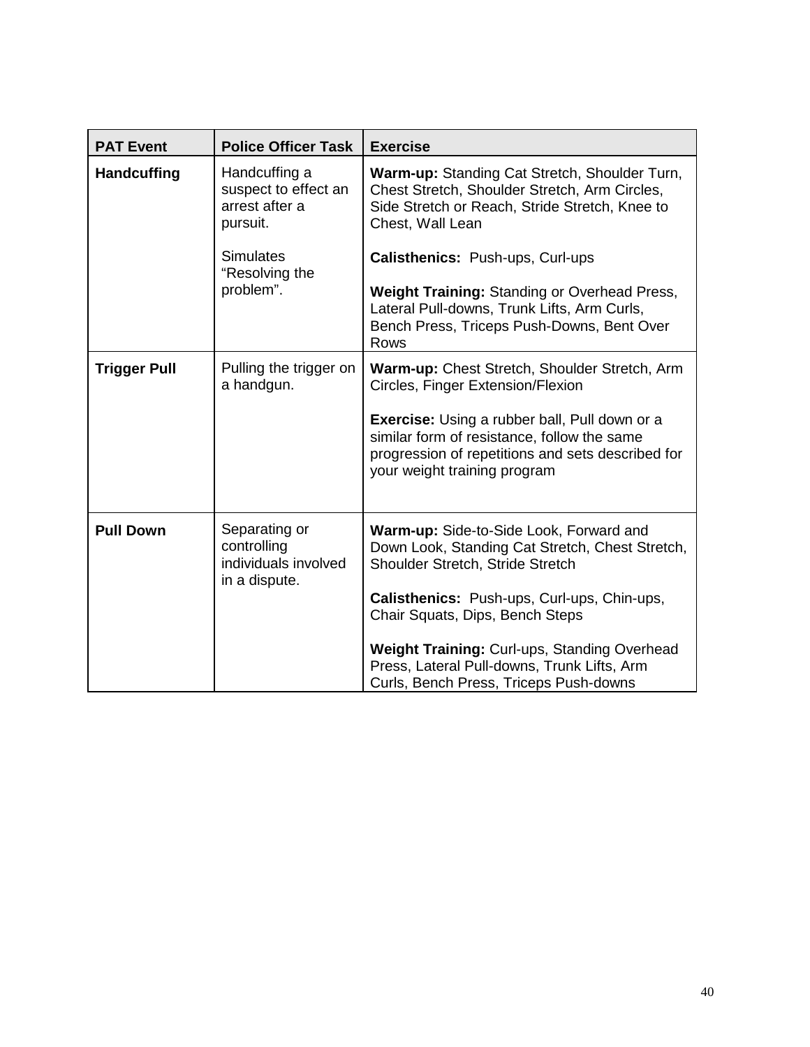| PAT Event | Police Officer Task | Exercise |
| --- | --- | --- |
| **Handcuffing** | Handcuffing a suspect to effect an arrest after a pursuit.<br><br>Simulates "Resolving the problem". | **Warm-up:** Standing Cat Stretch, Shoulder Turn, Chest Stretch, Shoulder Stretch, Arm Circles, Side Stretch or Reach, Stride Stretch, Knee to Chest, Wall Lean<br><br>**Calisthenics:** Push-ups, Curl-ups<br><br>**Weight Training:** Standing or Overhead Press, Lateral Pull-downs, Trunk Lifts, Arm Curls, Bench Press, Triceps Push-Downs, Bent Over Rows |
| **Trigger Pull** | Pulling the trigger on a handgun. | **Warm-up:** Chest Stretch, Shoulder Stretch, Arm Circles, Finger Extension/Flexion<br><br>**Exercise:** Using a rubber ball, Pull down or a similar form of resistance, follow the same progression of repetitions and sets described for your weight training program |
| **Pull Down** | Separating or controlling individuals involved in a dispute. | **Warm-up:** Side-to-Side Look, Forward and Down Look, Standing Cat Stretch, Chest Stretch, Shoulder Stretch, Stride Stretch<br><br>**Calisthenics:** Push-ups, Curl-ups, Chin-ups, Chair Squats, Dips, Bench Steps<br><br>**Weight Training:** Curl-ups, Standing Overhead Press, Lateral Pull-downs, Trunk Lifts, Arm Curls, Bench Press, Triceps Push-downs |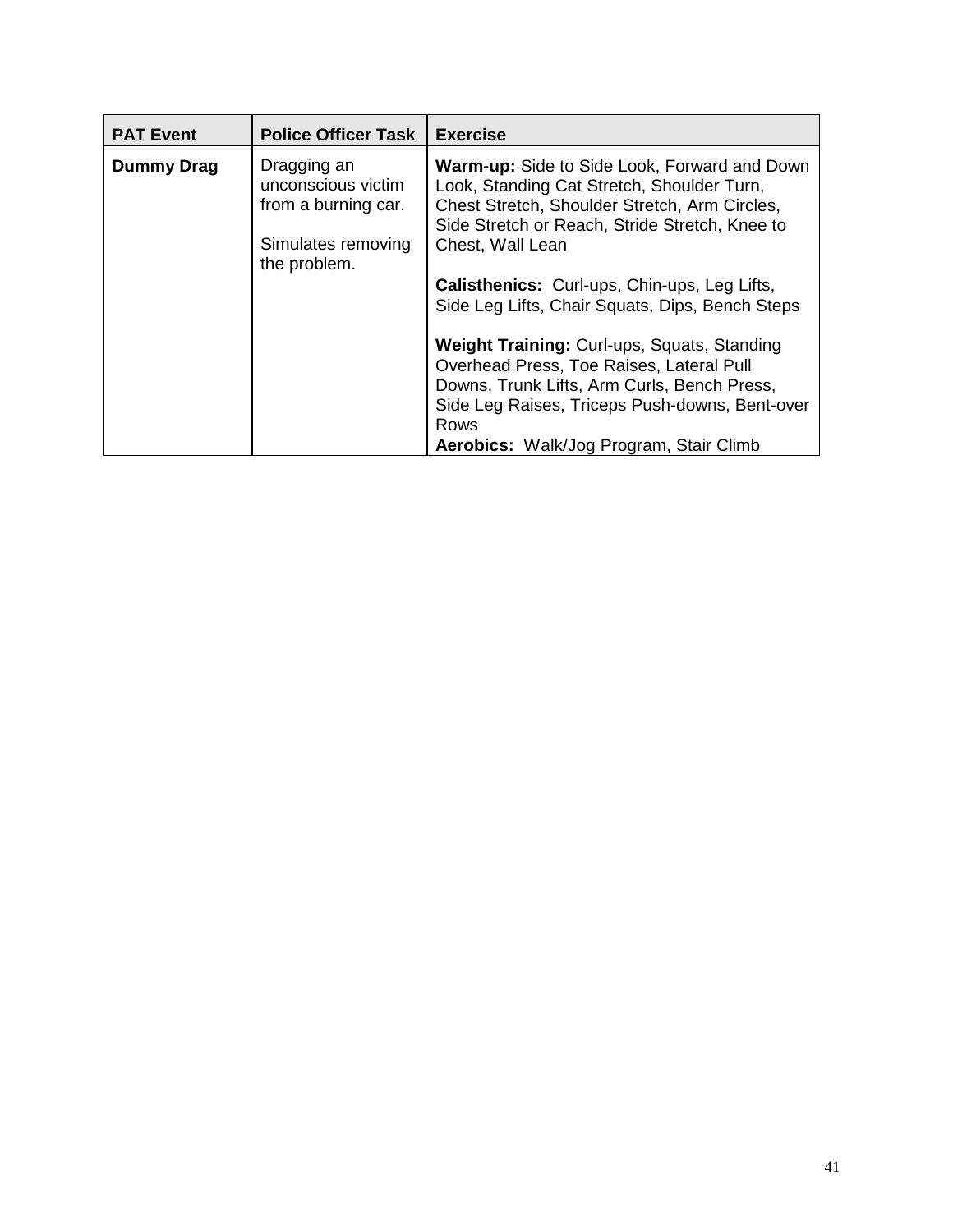| PAT Event | Police Officer Task | Exercise |
|---|---|---|
| **Dummy Drag** | Dragging an unconscious victim from a burning car.<br><br>Simulates removing the problem. | **Warm-up:** Side to Side Look, Forward and Down Look, Standing Cat Stretch, Shoulder Turn, Chest Stretch, Shoulder Stretch, Arm Circles, Side Stretch or Reach, Stride Stretch, Knee to Chest, Wall Lean<br><br>**Calisthenics:** Curl-ups, Chin-ups, Leg Lifts, Side Leg Lifts, Chair Squats, Dips, Bench Steps<br><br>**Weight Training:** Curl-ups, Squats, Standing Overhead Press, Toe Raises, Lateral Pull Downs, Trunk Lifts, Arm Curls, Bench Press, Side Leg Raises, Triceps Push-downs, Bent-over Rows<br>**Aerobics:** Walk/Jog Program, Stair Climb |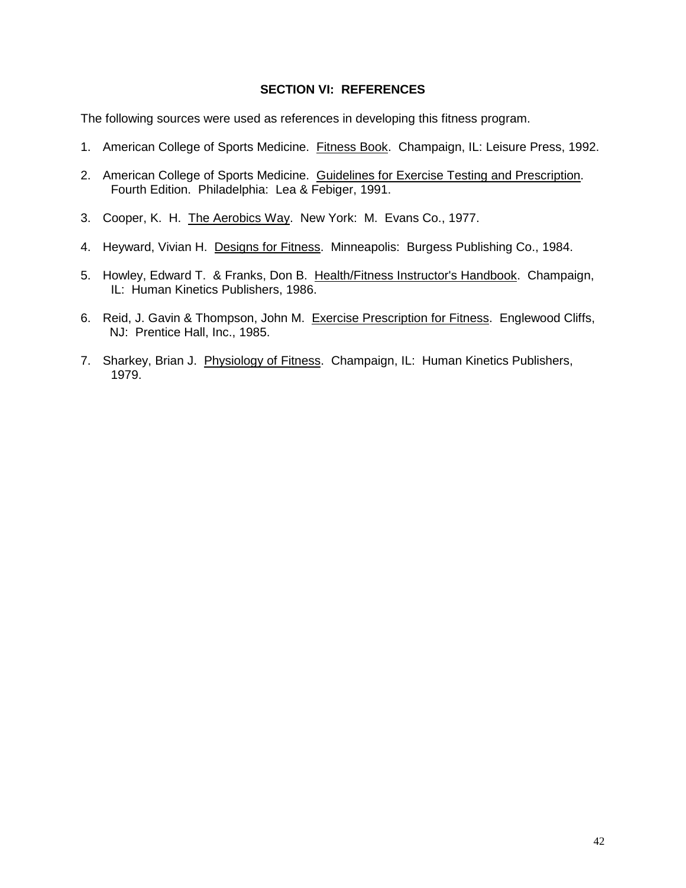## SECTION VI: REFERENCES

The following sources were used as references in developing this fitness program.

1. American College of Sports Medicine. Fitness Book. Champaign, IL: Leisure Press, 1992.
2. American College of Sports Medicine. Guidelines for Exercise Testing and Prescription. Fourth Edition. Philadelphia: Lea & Febiger, 1991.
3. Cooper, K. H. The Aerobics Way. New York: M. Evans Co., 1977.
4. Heyward, Vivian H. Designs for Fitness. Minneapolis: Burgess Publishing Co., 1984.
5. Howley, Edward T. & Franks, Don B. Health/Fitness Instructor's Handbook. Champaign, IL: Human Kinetics Publishers, 1986.
6. Reid, J. Gavin & Thompson, John M. Exercise Prescription for Fitness. Englewood Cliffs, NJ: Prentice Hall, Inc., 1985.
7. Sharkey, Brian J. Physiology of Fitness. Champaign, IL: Human Kinetics Publishers, 1979.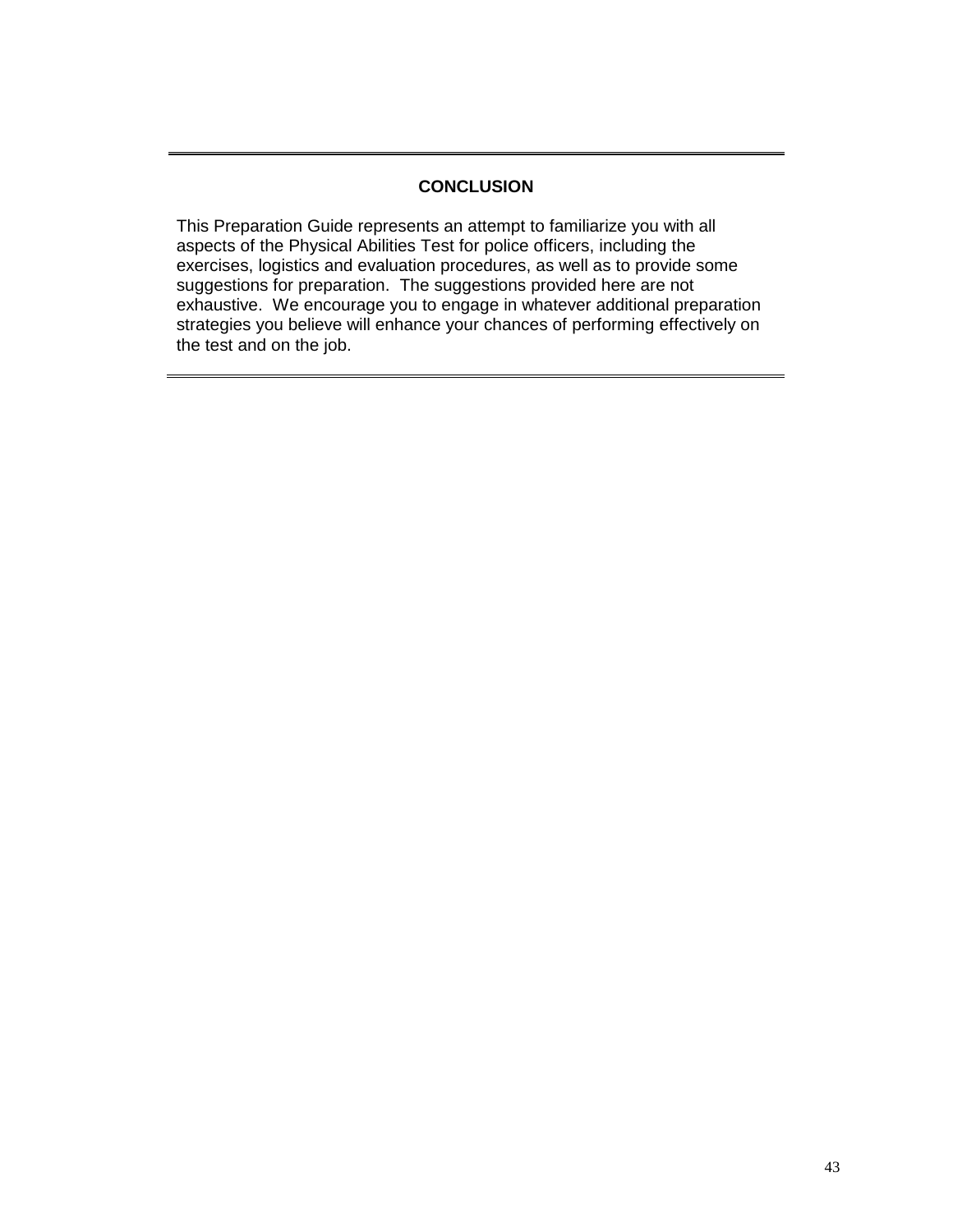## CONCLUSION

This Preparation Guide represents an attempt to familiarize you with all aspects of the Physical Abilities Test for police officers, including the exercises, logistics and evaluation procedures, as well as to provide some suggestions for preparation. The suggestions provided here are not exhaustive. We encourage you to engage in whatever additional preparation strategies you believe will enhance your chances of performing effectively on the test and on the job.